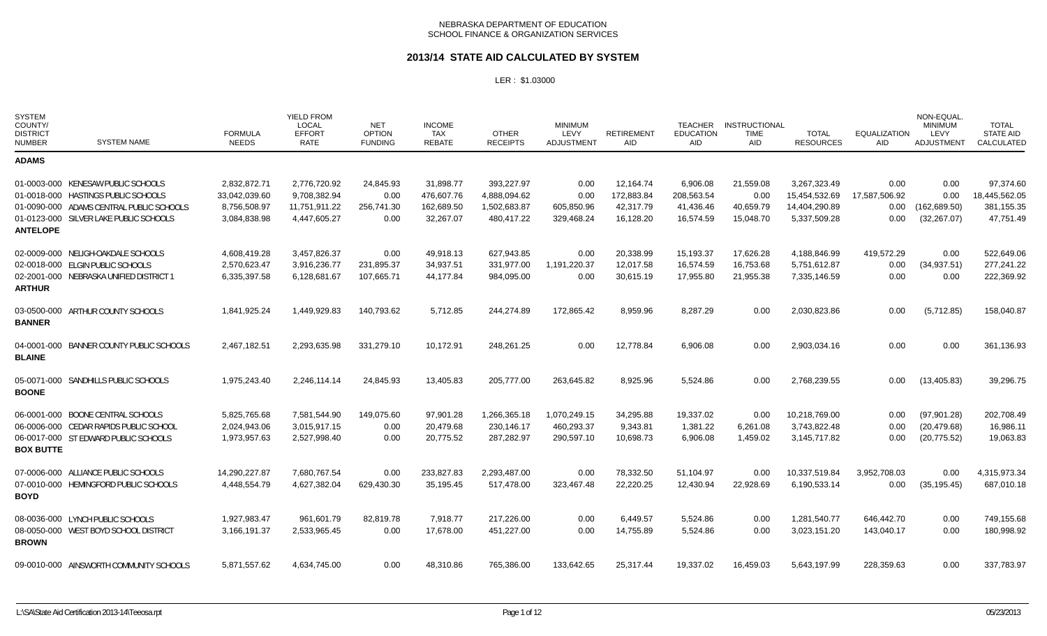NEBRASKA DEPARTMENT OF EDUCATION
SCHOOL FINANCE & ORGANIZATION SERVICES

## 2013/14 STATE AID CALCULATED BY SYSTEM

LER : $1.03000

| SYSTEM COUNTY/ DISTRICT NUMBER | SYSTEM NAME | FORMULA NEEDS | YIELD FROM LOCAL EFFORT RATE | NET OPTION FUNDING | INCOME TAX REBATE | OTHER RECEIPTS | MINIMUM LEVY ADJUSTMENT | RETIREMENT AID | TEACHER EDUCATION AID | INSTRUCTIONAL TIME AID | TOTAL RESOURCES | EQUALIZATION AID | NON-EQUAL. MINIMUM LEVY ADJUSTMENT | TOTAL STATE AID CALCULATED |
|---|---|---|---|---|---|---|---|---|---|---|---|---|---|---|
| **ADAMS** | | | | | | | | | | | | | | |
| 01-0003-000 | KENESAW PUBLIC SCHOOLS | 2,832,872.71 | 2,776,720.92 | 24,845.93 | 31,898.77 | 393,227.97 | 0.00 | 12,164.74 | 6,906.08 | 21,559.08 | 3,267,323.49 | 0.00 | 0.00 | 97,374.60 |
| 01-0018-000 | HASTINGS PUBLIC SCHOOLS | 33,042,039.60 | 9,708,382.94 | 0.00 | 476,607.76 | 4,888,094.62 | 0.00 | 172,883.84 | 208,563.54 | 0.00 | 15,454,532.69 | 17,587,506.92 | 0.00 | 18,445,562.05 |
| 01-0090-000 | ADAMS CENTRAL PUBLIC SCHOOLS | 8,756,508.97 | 11,751,911.22 | 256,741.30 | 162,689.50 | 1,502,683.87 | 605,850.96 | 42,317.79 | 41,436.46 | 40,659.79 | 14,404,290.89 | 0.00 | (162,689.50) | 381,155.35 |
| 01-0123-000 | SILVER LAKE PUBLIC SCHOOLS | 3,084,838.98 | 4,447,605.27 | 0.00 | 32,267.07 | 480,417.22 | 329,468.24 | 16,128.20 | 16,574.59 | 15,048.70 | 5,337,509.28 | 0.00 | (32,267.07) | 47,751.49 |
| **ANTELOPE** | | | | | | | | | | | | | | |
| 02-0009-000 | NELIGH-OAKDALE SCHOOLS | 4,608,419.28 | 3,457,826.37 | 0.00 | 49,918.13 | 627,943.85 | 0.00 | 20,338.99 | 15,193.37 | 17,626.28 | 4,188,846.99 | 419,572.29 | 0.00 | 522,649.06 |
| 02-0018-000 | ELGIN PUBLIC SCHOOLS | 2,570,623.47 | 3,916,236.77 | 231,895.37 | 34,937.51 | 331,977.00 | 1,191,220.37 | 12,017.58 | 16,574.59 | 16,753.68 | 5,751,612.87 | 0.00 | (34,937.51) | 277,241.22 |
| 02-2001-000 | NEBRASKA UNIFIED DISTRICT 1 | 6,335,397.58 | 6,128,681.67 | 107,665.71 | 44,177.84 | 984,095.00 | 0.00 | 30,615.19 | 17,955.80 | 21,955.38 | 7,335,146.59 | 0.00 | 0.00 | 222,369.92 |
| **ARTHUR** | | | | | | | | | | | | | | |
| 03-0500-000 | ARTHUR COUNTY SCHOOLS | 1,841,925.24 | 1,449,929.83 | 140,793.62 | 5,712.85 | 244,274.89 | 172,865.42 | 8,959.96 | 8,287.29 | 0.00 | 2,030,823.86 | 0.00 | (5,712.85) | 158,040.87 |
| **BANNER** | | | | | | | | | | | | | | |
| 04-0001-000 | BANNER COUNTY PUBLIC SCHOOLS | 2,467,182.51 | 2,293,635.98 | 331,279.10 | 10,172.91 | 248,261.25 | 0.00 | 12,778.84 | 6,906.08 | 0.00 | 2,903,034.16 | 0.00 | 0.00 | 361,136.93 |
| **BLAINE** | | | | | | | | | | | | | | |
| 05-0071-000 | SANDHILLS PUBLIC SCHOOLS | 1,975,243.40 | 2,246,114.14 | 24,845.93 | 13,405.83 | 205,777.00 | 263,645.82 | 8,925.96 | 5,524.86 | 0.00 | 2,768,239.55 | 0.00 | (13,405.83) | 39,296.75 |
| **BOONE** | | | | | | | | | | | | | | |
| 06-0001-000 | BOONE CENTRAL SCHOOLS | 5,825,765.68 | 7,581,544.90 | 149,075.60 | 97,901.28 | 1,266,365.18 | 1,070,249.15 | 34,295.88 | 19,337.02 | 0.00 | 10,218,769.00 | 0.00 | (97,901.28) | 202,708.49 |
| 06-0006-000 | CEDAR RAPIDS PUBLIC SCHOOL | 2,024,943.06 | 3,015,917.15 | 0.00 | 20,479.68 | 230,146.17 | 460,293.37 | 9,343.81 | 1,381.22 | 6,261.08 | 3,743,822.48 | 0.00 | (20,479.68) | 16,986.11 |
| 06-0017-000 | ST EDWARD PUBLIC SCHOOLS | 1,973,957.63 | 2,527,998.40 | 0.00 | 20,775.52 | 287,282.97 | 290,597.10 | 10,698.73 | 6,906.08 | 1,459.02 | 3,145,717.82 | 0.00 | (20,775.52) | 19,063.83 |
| **BOX BUTTE** | | | | | | | | | | | | | | |
| 07-0006-000 | ALLIANCE PUBLIC SCHOOLS | 14,290,227.87 | 7,680,767.54 | 0.00 | 233,827.83 | 2,293,487.00 | 0.00 | 78,332.50 | 51,104.97 | 0.00 | 10,337,519.84 | 3,952,708.03 | 0.00 | 4,315,973.34 |
| 07-0010-000 | HEMINGFORD PUBLIC SCHOOLS | 4,448,554.79 | 4,627,382.04 | 629,430.30 | 35,195.45 | 517,478.00 | 323,467.48 | 22,220.25 | 12,430.94 | 22,928.69 | 6,190,533.14 | 0.00 | (35,195.45) | 687,010.18 |
| **BOYD** | | | | | | | | | | | | | | |
| 08-0036-000 | LYNCH PUBLIC SCHOOLS | 1,927,983.47 | 961,601.79 | 82,819.78 | 7,918.77 | 217,226.00 | 0.00 | 6,449.57 | 5,524.86 | 0.00 | 1,281,540.77 | 646,442.70 | 0.00 | 749,155.68 |
| 08-0050-000 | WEST BOYD SCHOOL DISTRICT | 3,166,191.37 | 2,533,965.45 | 0.00 | 17,678.00 | 451,227.00 | 0.00 | 14,755.89 | 5,524.86 | 0.00 | 3,023,151.20 | 143,040.17 | 0.00 | 180,998.92 |
| **BROWN** | | | | | | | | | | | | | | |
| 09-0010-000 | AINSWORTH COMMUNITY SCHOOLS | 5,871,557.62 | 4,634,745.00 | 0.00 | 48,310.86 | 765,386.00 | 133,642.65 | 25,317.44 | 19,337.02 | 16,459.03 | 5,643,197.99 | 228,359.63 | 0.00 | 337,783.97 |

L:\SA\State Aid Certification 2013-14\Teeosa.rpt 05/23/2013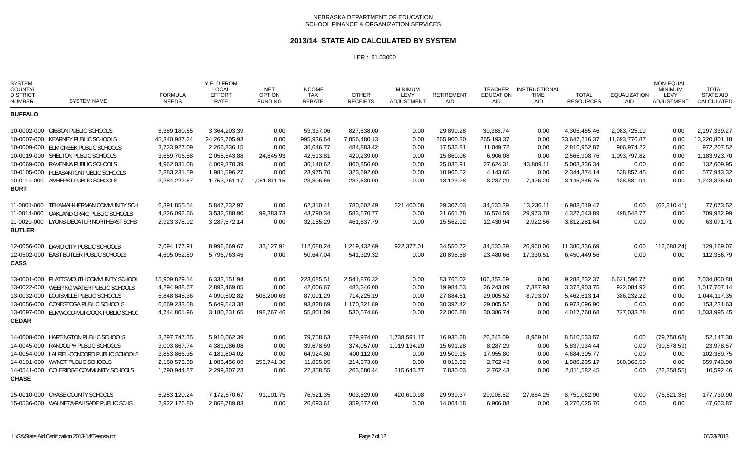NEBRASKA DEPARTMENT OF EDUCATION
SCHOOL FINANCE & ORGANIZATION SERVICES

## 2013/14 STATE AID CALCULATED BY SYSTEM

LER : $1.03000

| SYSTEM COUNTY/ DISTRICT NUMBER | SYSTEM NAME | FORMULA NEEDS | YIELD FROM LOCAL EFFORT RATE | NET OPTION FUNDING | INCOME TAX REBATE | OTHER RECEIPTS | MINIMUM LEVY ADJUSTMENT | RETIREMENT AID | TEACHER EDUCATION AID | INSTRUCTIONAL TIME AID | TOTAL RESOURCES | EQUALIZATION AID | NON-EQUAL. MINIMUM LEVY ADJUSTMENT | TOTAL STATE AID CALCULATED |
|---|---|---|---|---|---|---|---|---|---|---|---|---|---|---|
| **BUFFALO** | | | | | | | | | | | | | | |
| 10-0002-000 | GIBBON PUBLIC SCHOOLS | 6,389,180.65 | 3,364,203.39 | 0.00 | 53,337.06 | 827,638.00 | 0.00 | 29,890.28 | 30,386.74 | 0.00 | 4,305,455.46 | 2,083,725.19 | 0.00 | 2,197,339.27 |
| 10-0007-000 | KEARNEY PUBLIC SCHOOLS | 45,340,987.24 | 24,263,705.93 | 0.00 | 995,936.64 | 7,856,480.13 | 0.00 | 265,900.30 | 265,193.37 | 0.00 | 33,647,216.37 | 11,693,770.87 | 0.00 | 13,220,801.18 |
| 10-0009-000 | ELM CREEK PUBLIC SCHOOLS | 3,723,927.09 | 2,266,836.15 | 0.00 | 36,646.77 | 484,883.42 | 0.00 | 17,536.81 | 11,049.72 | 0.00 | 2,816,952.87 | 906,974.22 | 0.00 | 972,207.52 |
| 10-0019-000 | SHELTON PUBLIC SCHOOLS | 3,659,706.58 | 2,055,543.88 | 24,845.93 | 42,513.81 | 420,239.00 | 0.00 | 15,860.06 | 6,906.08 | 0.00 | 2,565,908.76 | 1,093,797.82 | 0.00 | 1,183,923.70 |
| 10-0069-000 | RAVENNA PUBLIC SCHOOLS | 4,962,031.08 | 4,009,870.39 | 0.00 | 36,140.62 | 860,856.00 | 0.00 | 25,035.91 | 27,624.31 | 43,809.11 | 5,003,336.34 | 0.00 | 0.00 | 132,609.95 |
| 10-0105-000 | PLEASANTON PUBLIC SCHOOLS | 2,883,231.59 | 1,981,596.27 | 0.00 | 23,975.70 | 323,692.00 | 0.00 | 10,966.52 | 4,143.65 | 0.00 | 2,344,374.14 | 538,857.45 | 0.00 | 577,943.32 |
| 10-0119-000 | AMHERST PUBLIC SCHOOLS | 3,284,227.67 | 1,753,261.17 | 1,051,811.15 | 23,806.66 | 287,630.00 | 0.00 | 13,123.28 | 8,287.29 | 7,426.20 | 3,145,345.75 | 138,881.91 | 0.00 | 1,243,336.50 |
| **BURT** | | | | | | | | | | | | | | |
| 11-0001-000 | TEKAMAH-HERMAN COMMUNITY SCH | 6,391,855.54 | 5,847,232.97 | 0.00 | 62,310.41 | 780,602.49 | 221,400.08 | 29,307.03 | 34,530.39 | 13,236.11 | 6,988,619.47 | 0.00 | (62,310.41) | 77,073.52 |
| 11-0014-000 | OAKLAND CRAIG PUBLIC SCHOOLS | 4,826,092.66 | 3,532,588.90 | 99,383.73 | 43,790.34 | 583,570.77 | 0.00 | 21,661.78 | 16,574.59 | 29,973.78 | 4,327,543.89 | 498,548.77 | 0.00 | 709,932.99 |
| 11-0020-000 | LYONS-DECATUR NORTHEAST SCHS | 2,923,378.92 | 3,287,572.14 | 0.00 | 32,155.29 | 461,637.79 | 0.00 | 15,562.92 | 12,430.94 | 2,922.56 | 3,812,281.64 | 0.00 | 0.00 | 63,071.71 |
| **BUTLER** | | | | | | | | | | | | | | |
| 12-0056-000 | DAVID CITY PUBLIC SCHOOLS | 7,094,177.91 | 8,996,669.67 | 33,127.91 | 112,688.24 | 1,219,432.69 | 922,377.01 | 34,550.72 | 34,530.39 | 26,960.06 | 11,380,336.69 | 0.00 | 112,688.24) | 129,169.07 |
| 12-0502-000 | EAST BUTLER PUBLIC SCHOOLS | 4,695,052.89 | 5,796,763.45 | 0.00 | 50,647.04 | 541,329.32 | 0.00 | 20,898.58 | 23,480.66 | 17,330.51 | 6,450,449.56 | 0.00 | 0.00 | 112,356.79 |
| **CASS** | | | | | | | | | | | | | | |
| 13-0001-000 | PLATTSMOUTH COMMUNITY SCHOOL | 15,909,829.14 | 6,333,151.94 | 0.00 | 223,085.51 | 2,541,876.32 | 0.00 | 83,765.02 | 106,353.59 | 0.00 | 9,288,232.37 | 6,621,596.77 | 0.00 | 7,034,800.88 |
| 13-0022-000 | WEEPING WATER PUBLIC SCHOOLS | 4,294,988.67 | 2,893,469.05 | 0.00 | 42,006.67 | 483,246.00 | 0.00 | 19,984.53 | 26,243.09 | 7,387.93 | 3,372,903.75 | 922,084.92 | 0.00 | 1,017,707.14 |
| 13-0032-000 | LOUISVILLE PUBLIC SCHOOLS | 5,848,845.36 | 4,090,502.82 | 505,200.63 | 87,001.29 | 714,225.19 | 0.00 | 27,884.61 | 29,005.52 | 8,793.07 | 5,462,613.14 | 386,232.22 | 0.00 | 1,044,117.35 |
| 13-0056-000 | CONESTOGA PUBLIC SCHOOLS | 6,669,233.58 | 5,649,543.38 | 0.00 | 93,828.69 | 1,170,321.89 | 0.00 | 30,397.42 | 29,005.52 | 0.00 | 6,973,096.90 | 0.00 | 0.00 | 153,231.63 |
| 13-0097-000 | ELMWOOD-MURDOCK PUBLIC SCHOO | 4,744,801.96 | 3,180,231.65 | 198,767.46 | 55,801.09 | 530,574.86 | 0.00 | 22,006.88 | 30,386.74 | 0.00 | 4,017,768.68 | 727,033.28 | 0.00 | 1,033,995.45 |
| **CEDAR** | | | | | | | | | | | | | | |
| 14-0008-000 | HARTINGTON PUBLIC SCHOOLS | 3,297,747.35 | 5,910,062.39 | 0.00 | 79,758.63 | 729,974.00 | 1,738,591.17 | 16,935.28 | 26,243.09 | 8,969.01 | 8,510,533.57 | 0.00 | (79,758.63) | 52,147.38 |
| 14-0045-000 | RANDOLPH PUBLIC SCHOOLS | 3,003,867.74 | 4,381,086.08 | 0.00 | 39,678.59 | 374,057.00 | 1,019,134.20 | 15,691.28 | 8,287.29 | 0.00 | 5,837,934.44 | 0.00 | (39,678.59) | 23,978.57 |
| 14-0054-000 | LAUREL-CONCORD PUBLIC SCHOOLS | 3,853,866.35 | 4,181,804.02 | 0.00 | 64,924.80 | 400,112.00 | 0.00 | 19,509.15 | 17,955.80 | 0.00 | 4,684,305.77 | 0.00 | 0.00 | 102,389.75 |
| 14-0101-000 | WYNOT PUBLIC SCHOOLS | 2,160,573.68 | 1,086,456.09 | 256,741.30 | 11,855.05 | 214,373.68 | 0.00 | 8,016.62 | 2,762.43 | 0.00 | 1,580,205.17 | 580,368.50 | 0.00 | 859,743.90 |
| 14-0541-000 | COLERIDGE COMMUNITY SCHOOLS | 1,790,944.87 | 2,299,307.23 | 0.00 | 22,358.55 | 263,680.44 | 215,643.77 | 7,830.03 | 2,762.43 | 0.00 | 2,811,582.45 | 0.00 | (22,358.55) | 10,592.46 |
| **CHASE** | | | | | | | | | | | | | | |
| 15-0010-000 | CHASE COUNTY SCHOOLS | 6,283,120.24 | 7,172,670.67 | 91,101.75 | 76,521.35 | 903,529.00 | 420,610.98 | 29,939.37 | 29,005.52 | 27,684.25 | 8,751,062.90 | 0.00 | (76,521.35) | 177,730.90 |
| 15-0536-000 | WAUNETA-PALISADE PUBLIC SCHS | 2,922,126.80 | 2,868,789.83 | 0.00 | 26,693.61 | 359,572.00 | 0.00 | 14,064.18 | 6,906.08 | 0.00 | 3,276,025.70 | 0.00 | 0.00 | 47,663.87 |

L:\SA\State Aid Certification 2013-14\Teeosa.rpt    05/23/2013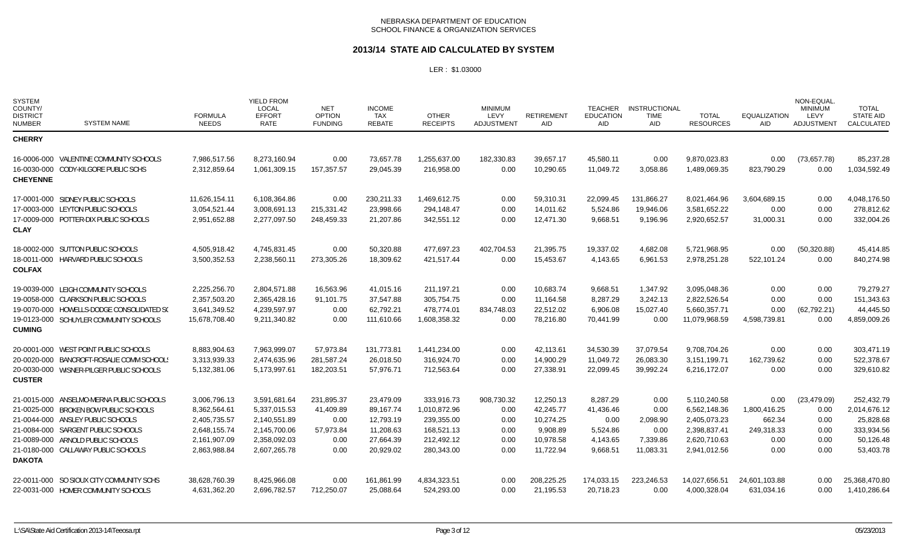NEBRASKA DEPARTMENT OF EDUCATION
SCHOOL FINANCE & ORGANIZATION SERVICES

## 2013/14 STATE AID CALCULATED BY SYSTEM

LER : $1.03000

| SYSTEM COUNTY/ DISTRICT NUMBER | SYSTEM NAME | FORMULA NEEDS | YIELD FROM LOCAL EFFORT RATE | NET OPTION FUNDING | INCOME TAX REBATE | OTHER RECEIPTS | MINIMUM LEVY ADJUSTMENT | RETIREMENT AID | TEACHER EDUCATION AID | INSTRUCTIONAL TIME AID | TOTAL RESOURCES | EQUALIZATION AID | NON-EQUAL. MINIMUM LEVY ADJUSTMENT | TOTAL STATE AID CALCULATED |
|---|---|---|---|---|---|---|---|---|---|---|---|---|---|---|
| **CHERRY** | | | | | | | | | | | | | | |
| 16-0006-000 | VALENTINE COMMUNITY SCHOOLS | 7,986,517.56 | 8,273,160.94 | 0.00 | 73,657.78 | 1,255,637.00 | 182,330.83 | 39,657.17 | 45,580.11 | 0.00 | 9,870,023.83 | 0.00 | (73,657.78) | 85,237.28 |
| 16-0030-000 | CODY-KILGORE PUBLIC SCHS | 2,312,859.64 | 1,061,309.15 | 157,357.57 | 29,045.39 | 216,958.00 | 0.00 | 10,290.65 | 11,049.72 | 3,058.86 | 1,489,069.35 | 823,790.29 | 0.00 | 1,034,592.49 |
| **CHEYENNE** | | | | | | | | | | | | | | |
| 17-0001-000 | SIDNEY PUBLIC SCHOOLS | 11,626,154.11 | 6,108,364.86 | 0.00 | 230,211.33 | 1,469,612.75 | 0.00 | 59,310.31 | 22,099.45 | 131,866.27 | 8,021,464.96 | 3,604,689.15 | 0.00 | 4,048,176.50 |
| 17-0003-000 | LEYTON PUBLIC SCHOOLS | 3,054,521.44 | 3,008,691.13 | 215,331.42 | 23,998.66 | 294,148.47 | 0.00 | 14,011.62 | 5,524.86 | 19,946.06 | 3,581,652.22 | 0.00 | 0.00 | 278,812.62 |
| 17-0009-000 | POTTER-DIX PUBLIC SCHOOLS | 2,951,652.88 | 2,277,097.50 | 248,459.33 | 21,207.86 | 342,551.12 | 0.00 | 12,471.30 | 9,668.51 | 9,196.96 | 2,920,652.57 | 31,000.31 | 0.00 | 332,004.26 |
| **CLAY** | | | | | | | | | | | | | | |
| 18-0002-000 | SUTTON PUBLIC SCHOOLS | 4,505,918.42 | 4,745,831.45 | 0.00 | 50,320.88 | 477,697.23 | 402,704.53 | 21,395.75 | 19,337.02 | 4,682.08 | 5,721,968.95 | 0.00 | (50,320.88) | 45,414.85 |
| 18-0011-000 | HARVARD PUBLIC SCHOOLS | 3,500,352.53 | 2,238,560.11 | 273,305.26 | 18,309.62 | 421,517.44 | 0.00 | 15,453.67 | 4,143.65 | 6,961.53 | 2,978,251.28 | 522,101.24 | 0.00 | 840,274.98 |
| **COLFAX** | | | | | | | | | | | | | | |
| 19-0039-000 | LEIGH COMMUNITY SCHOOLS | 2,225,256.70 | 2,804,571.88 | 16,563.96 | 41,015.16 | 211,197.21 | 0.00 | 10,683.74 | 9,668.51 | 1,347.92 | 3,095,048.36 | 0.00 | 0.00 | 79,279.27 |
| 19-0058-000 | CLARKSON PUBLIC SCHOOLS | 2,357,503.20 | 2,365,428.16 | 91,101.75 | 37,547.88 | 305,754.75 | 0.00 | 11,164.58 | 8,287.29 | 3,242.13 | 2,822,526.54 | 0.00 | 0.00 | 151,343.63 |
| 19-0070-000 | HOWELLS-DODGE CONSOLIDATED SC | 3,641,349.52 | 4,239,597.97 | 0.00 | 62,792.21 | 478,774.01 | 834,748.03 | 22,512.02 | 6,906.08 | 15,027.40 | 5,660,357.71 | 0.00 | (62,792.21) | 44,445.50 |
| 19-0123-000 | SCHUYLER COMMUNITY SCHOOLS | 15,678,708.40 | 9,211,340.82 | 0.00 | 111,610.66 | 1,608,358.32 | 0.00 | 78,216.80 | 70,441.99 | 0.00 | 11,079,968.59 | 4,598,739.81 | 0.00 | 4,859,009.26 |
| **CUMING** | | | | | | | | | | | | | | |
| 20-0001-000 | WEST POINT PUBLIC SCHOOLS | 8,883,904.63 | 7,963,999.07 | 57,973.84 | 131,773.81 | 1,441,234.00 | 0.00 | 42,113.61 | 34,530.39 | 37,079.54 | 9,708,704.26 | 0.00 | 0.00 | 303,471.19 |
| 20-0020-000 | BANCROFT-ROSALIE COMM SCHOOLS | 3,313,939.33 | 2,474,635.96 | 281,587.24 | 26,018.50 | 316,924.70 | 0.00 | 14,900.29 | 11,049.72 | 26,083.30 | 3,151,199.71 | 162,739.62 | 0.00 | 522,378.67 |
| 20-0030-000 | WISNER-PILGER PUBLIC SCHOOLS | 5,132,381.06 | 5,173,997.61 | 182,203.51 | 57,976.71 | 712,563.64 | 0.00 | 27,338.91 | 22,099.45 | 39,992.24 | 6,216,172.07 | 0.00 | 0.00 | 329,610.82 |
| **CUSTER** | | | | | | | | | | | | | | |
| 21-0015-000 | ANSELMO-MERNA PUBLIC SCHOOLS | 3,006,796.13 | 3,591,681.64 | 231,895.37 | 23,479.09 | 333,916.73 | 908,730.32 | 12,250.13 | 8,287.29 | 0.00 | 5,110,240.58 | 0.00 | (23,479.09) | 252,432.79 |
| 21-0025-000 | BROKEN BOW PUBLIC SCHOOLS | 8,362,564.61 | 5,337,015.53 | 41,409.89 | 89,167.74 | 1,010,872.96 | 0.00 | 42,245.77 | 41,436.46 | 0.00 | 6,562,148.36 | 1,800,416.25 | 0.00 | 2,014,676.12 |
| 21-0044-000 | ANSLEY PUBLIC SCHOOLS | 2,405,735.57 | 2,140,551.89 | 0.00 | 12,793.19 | 239,355.00 | 0.00 | 10,274.25 | 0.00 | 2,098.90 | 2,405,073.23 | 662.34 | 0.00 | 25,828.68 |
| 21-0084-000 | SARGENT PUBLIC SCHOOLS | 2,648,155.74 | 2,145,700.06 | 57,973.84 | 11,208.63 | 168,521.13 | 0.00 | 9,908.89 | 5,524.86 | 0.00 | 2,398,837.41 | 249,318.33 | 0.00 | 333,934.56 |
| 21-0089-000 | ARNOLD PUBLIC SCHOOLS | 2,161,907.09 | 2,358,092.03 | 0.00 | 27,664.39 | 212,492.12 | 0.00 | 10,978.58 | 4,143.65 | 7,339.86 | 2,620,710.63 | 0.00 | 0.00 | 50,126.48 |
| 21-0180-000 | CALLAWAY PUBLIC SCHOOLS | 2,863,988.84 | 2,607,265.78 | 0.00 | 20,929.02 | 280,343.00 | 0.00 | 11,722.94 | 9,668.51 | 11,083.31 | 2,941,012.56 | 0.00 | 0.00 | 53,403.78 |
| **DAKOTA** | | | | | | | | | | | | | | |
| 22-0011-000 | SO SIOUX CITY COMMUNITY SCHS | 38,628,760.39 | 8,425,966.08 | 0.00 | 161,861.99 | 4,834,323.51 | 0.00 | 208,225.25 | 174,033.15 | 223,246.53 | 14,027,656.51 | 24,601,103.88 | 0.00 | 25,368,470.80 |
| 22-0031-000 | HOMER COMMUNITY SCHOOLS | 4,631,362.20 | 2,696,782.57 | 712,250.07 | 25,088.64 | 524,293.00 | 0.00 | 21,195.53 | 20,718.23 | 0.00 | 4,000,328.04 | 631,034.16 | 0.00 | 1,410,286.64 |

L:\SA\State Aid Certification 2013-14\Teeosa.rpt 05/23/2013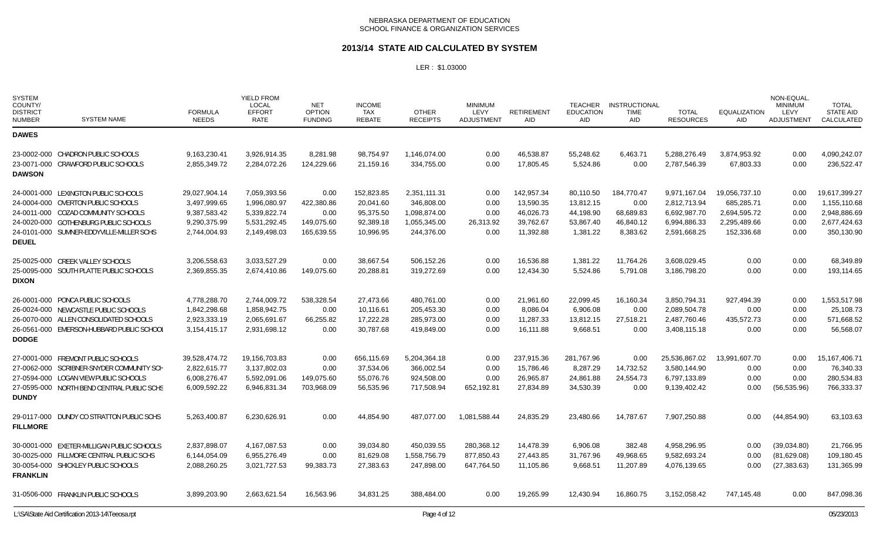NEBRASKA DEPARTMENT OF EDUCATION
SCHOOL FINANCE & ORGANIZATION SERVICES

## 2013/14 STATE AID CALCULATED BY SYSTEM

LER : $1.03000

| SYSTEM COUNTY/ DISTRICT NUMBER | SYSTEM NAME | FORMULA NEEDS | YIELD FROM LOCAL EFFORT RATE | NET OPTION FUNDING | INCOME TAX REBATE | OTHER RECEIPTS | MINIMUM LEVY ADJUSTMENT | RETIREMENT AID | TEACHER EDUCATION AID | INSTRUCTIONAL TIME AID | TOTAL RESOURCES | EQUALIZATION AID | NON-EQUAL. MINIMUM LEVY ADJUSTMENT | TOTAL STATE AID CALCULATED |
|---|---|---|---|---|---|---|---|---|---|---|---|---|---|---|
| **DAWES** | | | | | | | | | | | | | | |
| 23-0002-000 | CHADRON PUBLIC SCHOOLS | 9,163,230.41 | 3,926,914.35 | 8,281.98 | 98,754.97 | 1,146,074.00 | 0.00 | 46,538.87 | 55,248.62 | 6,463.71 | 5,288,276.49 | 3,874,953.92 | 0.00 | 4,090,242.07 |
| 23-0071-000 | CRAWFORD PUBLIC SCHOOLS | 2,855,349.72 | 2,284,072.26 | 124,229.66 | 21,159.16 | 334,755.00 | 0.00 | 17,805.45 | 5,524.86 | 0.00 | 2,787,546.39 | 67,803.33 | 0.00 | 236,522.47 |
| **DAWSON** | | | | | | | | | | | | | | |
| 24-0001-000 | LEXINGTON PUBLIC SCHOOLS | 29,027,904.14 | 7,059,393.56 | 0.00 | 152,823.85 | 2,351,111.31 | 0.00 | 142,957.34 | 80,110.50 | 184,770.47 | 9,971,167.04 | 19,056,737.10 | 0.00 | 19,617,399.27 |
| 24-0004-000 | OVERTON PUBLIC SCHOOLS | 3,497,999.65 | 1,996,080.97 | 422,380.86 | 20,041.60 | 346,808.00 | 0.00 | 13,590.35 | 13,812.15 | 0.00 | 2,812,713.94 | 685,285.71 | 0.00 | 1,155,110.68 |
| 24-0011-000 | COZAD COMMUNITY SCHOOLS | 9,387,583.42 | 5,339,822.74 | 0.00 | 95,375.50 | 1,098,874.00 | 0.00 | 46,026.73 | 44,198.90 | 68,689.83 | 6,692,987.70 | 2,694,595.72 | 0.00 | 2,948,886.69 |
| 24-0020-000 | GOTHENBURG PUBLIC SCHOOLS | 9,290,375.99 | 5,531,292.45 | 149,075.60 | 92,389.18 | 1,055,345.00 | 26,313.92 | 39,762.67 | 53,867.40 | 46,840.12 | 6,994,886.33 | 2,295,489.66 | 0.00 | 2,677,424.63 |
| 24-0101-000 | SUMNER-EDDYVILLE-MILLER SCHS | 2,744,004.93 | 2,149,498.03 | 165,639.55 | 10,996.95 | 244,376.00 | 0.00 | 11,392.88 | 1,381.22 | 8,383.62 | 2,591,668.25 | 152,336.68 | 0.00 | 350,130.90 |
| **DEUEL** | | | | | | | | | | | | | | |
| 25-0025-000 | CREEK VALLEY SCHOOLS | 3,206,558.63 | 3,033,527.29 | 0.00 | 38,667.54 | 506,152.26 | 0.00 | 16,536.88 | 1,381.22 | 11,764.26 | 3,608,029.45 | 0.00 | 0.00 | 68,349.89 |
| 25-0095-000 | SOUTH PLATTE PUBLIC SCHOOLS | 2,369,855.35 | 2,674,410.86 | 149,075.60 | 20,288.81 | 319,272.69 | 0.00 | 12,434.30 | 5,524.86 | 5,791.08 | 3,186,798.20 | 0.00 | 0.00 | 193,114.65 |
| **DIXON** | | | | | | | | | | | | | | |
| 26-0001-000 | PONCA PUBLIC SCHOOLS | 4,778,288.70 | 2,744,009.72 | 538,328.54 | 27,473.66 | 480,761.00 | 0.00 | 21,961.60 | 22,099.45 | 16,160.34 | 3,850,794.31 | 927,494.39 | 0.00 | 1,553,517.98 |
| 26-0024-000 | NEWCASTLE PUBLIC SCHOOLS | 1,842,298.68 | 1,858,942.75 | 0.00 | 10,116.61 | 205,453.30 | 0.00 | 8,086.04 | 6,906.08 | 0.00 | 2,089,504.78 | 0.00 | 0.00 | 25,108.73 |
| 26-0070-000 | ALLEN CONSOLIDATED SCHOOLS | 2,923,333.19 | 2,065,691.67 | 66,255.82 | 17,222.28 | 285,973.00 | 0.00 | 11,287.33 | 13,812.15 | 27,518.21 | 2,487,760.46 | 435,572.73 | 0.00 | 571,668.52 |
| 26-0561-000 | EMERSON-HUBBARD PUBLIC SCHOOI | 3,154,415.17 | 2,931,698.12 | 0.00 | 30,787.68 | 419,849.00 | 0.00 | 16,111.88 | 9,668.51 | 0.00 | 3,408,115.18 | 0.00 | 0.00 | 56,568.07 |
| **DODGE** | | | | | | | | | | | | | | |
| 27-0001-000 | FREMONT PUBLIC SCHOOLS | 39,528,474.72 | 19,156,703.83 | 0.00 | 656,115.69 | 5,204,364.18 | 0.00 | 237,915.36 | 281,767.96 | 0.00 | 25,536,867.02 | 13,991,607.70 | 0.00 | 15,167,406.71 |
| 27-0062-000 | SCRIBNER-SNYDER COMMUNITY SCH | 2,822,615.77 | 3,137,802.03 | 0.00 | 37,534.06 | 366,002.54 | 0.00 | 15,786.46 | 8,287.29 | 14,732.52 | 3,580,144.90 | 0.00 | 0.00 | 76,340.33 |
| 27-0594-000 | LOGAN VIEW PUBLIC SCHOOLS | 6,008,276.47 | 5,592,091.06 | 149,075.60 | 55,076.76 | 924,508.00 | 0.00 | 26,965.87 | 24,861.88 | 24,554.73 | 6,797,133.89 | 0.00 | 0.00 | 280,534.83 |
| 27-0595-000 | NORTH BEND CENTRAL PUBLIC SCHS | 6,009,592.22 | 6,946,831.34 | 703,968.09 | 56,535.96 | 717,508.94 | 652,192.81 | 27,834.89 | 34,530.39 | 0.00 | 9,139,402.42 | 0.00 | (56,535.96) | 766,333.37 |
| **DUNDY** | | | | | | | | | | | | | | |
| 29-0117-000 | DUNDY CO STRATTON PUBLIC SCHS | 5,263,400.87 | 6,230,626.91 | 0.00 | 44,854.90 | 487,077.00 | 1,081,588.44 | 24,835.29 | 23,480.66 | 14,787.67 | 7,907,250.88 | 0.00 | (44,854.90) | 63,103.63 |
| **FILLMORE** | | | | | | | | | | | | | | |
| 30-0001-000 | EXETER-MILLIGAN PUBLIC SCHOOLS | 2,837,898.07 | 4,167,087.53 | 0.00 | 39,034.80 | 450,039.55 | 280,368.12 | 14,478.39 | 6,906.08 | 382.48 | 4,958,296.95 | 0.00 | (39,034.80) | 21,766.95 |
| 30-0025-000 | FILLMORE CENTRAL PUBLIC SCHS | 6,144,054.09 | 6,955,276.49 | 0.00 | 81,629.08 | 1,558,756.79 | 877,850.43 | 27,443.85 | 31,767.96 | 49,968.65 | 9,582,693.24 | 0.00 | (81,629.08) | 109,180.45 |
| 30-0054-000 | SHICKLEY PUBLIC SCHOOLS | 2,088,260.25 | 3,021,727.53 | 99,383.73 | 27,383.63 | 247,898.00 | 647,764.50 | 11,105.86 | 9,668.51 | 11,207.89 | 4,076,139.65 | 0.00 | (27,383.63) | 131,365.99 |
| **FRANKLIN** | | | | | | | | | | | | | | |
| 31-0506-000 | FRANKLIN PUBLIC SCHOOLS | 3,899,203.90 | 2,663,621.54 | 16,563.96 | 34,831.25 | 388,484.00 | 0.00 | 19,265.99 | 12,430.94 | 16,860.75 | 3,152,058.42 | 747,145.48 | 0.00 | 847,098.36 |

L:\SA\State Aid Certification 2013-14\Teeosa.rpt — 05/23/2013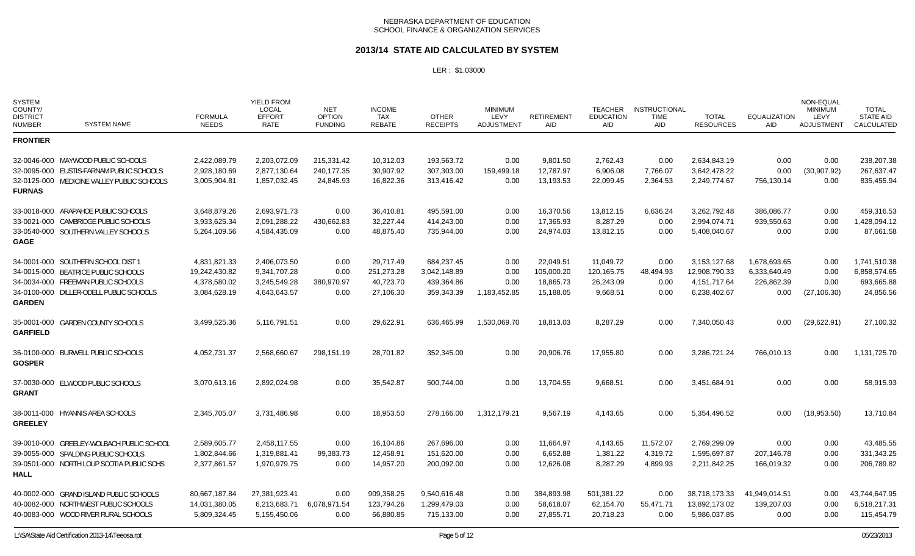NEBRASKA DEPARTMENT OF EDUCATION
SCHOOL FINANCE & ORGANIZATION SERVICES

## 2013/14 STATE AID CALCULATED BY SYSTEM

LER : $1.03000

| SYSTEM COUNTY/ DISTRICT NUMBER | SYSTEM NAME | FORMULA NEEDS | YIELD FROM LOCAL EFFORT RATE | NET OPTION FUNDING | INCOME TAX REBATE | OTHER RECEIPTS | MINIMUM LEVY ADJUSTMENT | RETIREMENT AID | TEACHER EDUCATION AID | INSTRUCTIONAL TIME AID | TOTAL RESOURCES | EQUALIZATION AID | NON-EQUAL. MINIMUM LEVY ADJUSTMENT | TOTAL STATE AID CALCULATED |
|---|---|---|---|---|---|---|---|---|---|---|---|---|---|---|
| **FRONTIER** | | | | | | | | | | | | | | |
| 32-0046-000 | MAYWOOD PUBLIC SCHOOLS | 2,422,089.79 | 2,203,072.09 | 215,331.42 | 10,312.03 | 193,563.72 | 0.00 | 9,801.50 | 2,762.43 | 0.00 | 2,634,843.19 | 0.00 | 0.00 | 238,207.38 |
| 32-0095-000 | EUSTIS-FARNAM PUBLIC SCHOOLS | 2,928,180.69 | 2,877,130.64 | 240,177.35 | 30,907.92 | 307,303.00 | 159,499.18 | 12,787.97 | 6,906.08 | 7,766.07 | 3,642,478.22 | 0.00 | (30,907.92) | 267,637.47 |
| 32-0125-000 | MEDICINE VALLEY PUBLIC SCHOOLS | 3,005,904.81 | 1,857,032.45 | 24,845.93 | 16,822.36 | 313,416.42 | 0.00 | 13,193.53 | 22,099.45 | 2,364.53 | 2,249,774.67 | 756,130.14 | 0.00 | 835,455.94 |
| **FURNAS** | | | | | | | | | | | | | | |
| 33-0018-000 | ARAPAHOE PUBLIC SCHOOLS | 3,648,879.26 | 2,693,971.73 | 0.00 | 36,410.81 | 495,591.00 | 0.00 | 16,370.56 | 13,812.15 | 6,636.24 | 3,262,792.48 | 386,086.77 | 0.00 | 459,316.53 |
| 33-0021-000 | CAMBRIDGE PUBLIC SCHOOLS | 3,933,625.34 | 2,091,288.22 | 430,662.83 | 32,227.44 | 414,243.00 | 0.00 | 17,365.93 | 8,287.29 | 0.00 | 2,994,074.71 | 939,550.63 | 0.00 | 1,428,094.12 |
| 33-0540-000 | SOUTHERN VALLEY SCHOOLS | 5,264,109.56 | 4,584,435.09 | 0.00 | 48,875.40 | 735,944.00 | 0.00 | 24,974.03 | 13,812.15 | 0.00 | 5,408,040.67 | 0.00 | 0.00 | 87,661.58 |
| **GAGE** | | | | | | | | | | | | | | |
| 34-0001-000 | SOUTHERN SCHOOL DIST 1 | 4,831,821.33 | 2,406,073.50 | 0.00 | 29,717.49 | 684,237.45 | 0.00 | 22,049.51 | 11,049.72 | 0.00 | 3,153,127.68 | 1,678,693.65 | 0.00 | 1,741,510.38 |
| 34-0015-000 | BEATRICE PUBLIC SCHOOLS | 19,242,430.82 | 9,341,707.28 | 0.00 | 251,273.28 | 3,042,148.89 | 0.00 | 105,000.20 | 120,165.75 | 48,494.93 | 12,908,790.33 | 6,333,640.49 | 0.00 | 6,858,574.65 |
| 34-0034-000 | FREEMAN PUBLIC SCHOOLS | 4,378,580.02 | 3,245,549.28 | 380,970.97 | 40,723.70 | 439,364.86 | 0.00 | 18,865.73 | 26,243.09 | 0.00 | 4,151,717.64 | 226,862.39 | 0.00 | 693,665.88 |
| 34-0100-000 | DILLER-ODELL PUBLIC SCHOOLS | 3,084,628.19 | 4,643,643.57 | 0.00 | 27,106.30 | 359,343.39 | 1,183,452.85 | 15,188.05 | 9,668.51 | 0.00 | 6,238,402.67 | 0.00 | (27,106.30) | 24,856.56 |
| **GARDEN** | | | | | | | | | | | | | | |
| 35-0001-000 | GARDEN COUNTY SCHOOLS | 3,499,525.36 | 5,116,791.51 | 0.00 | 29,622.91 | 636,465.99 | 1,530,069.70 | 18,813.03 | 8,287.29 | 0.00 | 7,340,050.43 | 0.00 | (29,622.91) | 27,100.32 |
| **GARFIELD** | | | | | | | | | | | | | | |
| 36-0100-000 | BURWELL PUBLIC SCHOOLS | 4,052,731.37 | 2,568,660.67 | 298,151.19 | 28,701.82 | 352,345.00 | 0.00 | 20,906.76 | 17,955.80 | 0.00 | 3,286,721.24 | 766,010.13 | 0.00 | 1,131,725.70 |
| **GOSPER** | | | | | | | | | | | | | | |
| 37-0030-000 | ELWOOD PUBLIC SCHOOLS | 3,070,613.16 | 2,892,024.98 | 0.00 | 35,542.87 | 500,744.00 | 0.00 | 13,704.55 | 9,668.51 | 0.00 | 3,451,684.91 | 0.00 | 0.00 | 58,915.93 |
| **GRANT** | | | | | | | | | | | | | | |
| 38-0011-000 | HYANNIS AREA SCHOOLS | 2,345,705.07 | 3,731,486.98 | 0.00 | 18,953.50 | 278,166.00 | 1,312,179.21 | 9,567.19 | 4,143.65 | 0.00 | 5,354,496.52 | 0.00 | (18,953.50) | 13,710.84 |
| **GREELEY** | | | | | | | | | | | | | | |
| 39-0010-000 | GREELEY-WOLBACH PUBLIC SCHOOL | 2,589,605.77 | 2,458,117.55 | 0.00 | 16,104.86 | 267,696.00 | 0.00 | 11,664.97 | 4,143.65 | 11,572.07 | 2,769,299.09 | 0.00 | 0.00 | 43,485.55 |
| 39-0055-000 | SPALDING PUBLIC SCHOOLS | 1,802,844.66 | 1,319,881.41 | 99,383.73 | 12,458.91 | 151,620.00 | 0.00 | 6,652.88 | 1,381.22 | 4,319.72 | 1,595,697.87 | 207,146.78 | 0.00 | 331,343.25 |
| 39-0501-000 | NORTH LOUP SCOTIA PUBLIC SCHS | 2,377,861.57 | 1,970,979.75 | 0.00 | 14,957.20 | 200,092.00 | 0.00 | 12,626.08 | 8,287.29 | 4,899.93 | 2,211,842.25 | 166,019.32 | 0.00 | 206,789.82 |
| **HALL** | | | | | | | | | | | | | | |
| 40-0002-000 | GRAND ISLAND PUBLIC SCHOOLS | 80,667,187.84 | 27,381,923.41 | 0.00 | 909,358.25 | 9,540,616.48 | 0.00 | 384,893.98 | 501,381.22 | 0.00 | 38,718,173.33 | 41,949,014.51 | 0.00 | 43,744,647.95 |
| 40-0082-000 | NORTHWEST PUBLIC SCHOOLS | 14,031,380.05 | 6,213,683.71 | 6,078,971.54 | 123,794.26 | 1,299,479.03 | 0.00 | 58,618.07 | 62,154.70 | 55,471.71 | 13,892,173.02 | 139,207.03 | 0.00 | 6,518,217.31 |
| 40-0083-000 | WOOD RIVER RURAL SCHOOLS | 5,809,324.45 | 5,155,450.06 | 0.00 | 66,880.85 | 715,133.00 | 0.00 | 27,855.71 | 20,718.23 | 0.00 | 5,986,037.85 | 0.00 | 0.00 | 115,454.79 |

L:\SA\State Aid Certification 2013-14\Teeosa.rpt 05/23/2013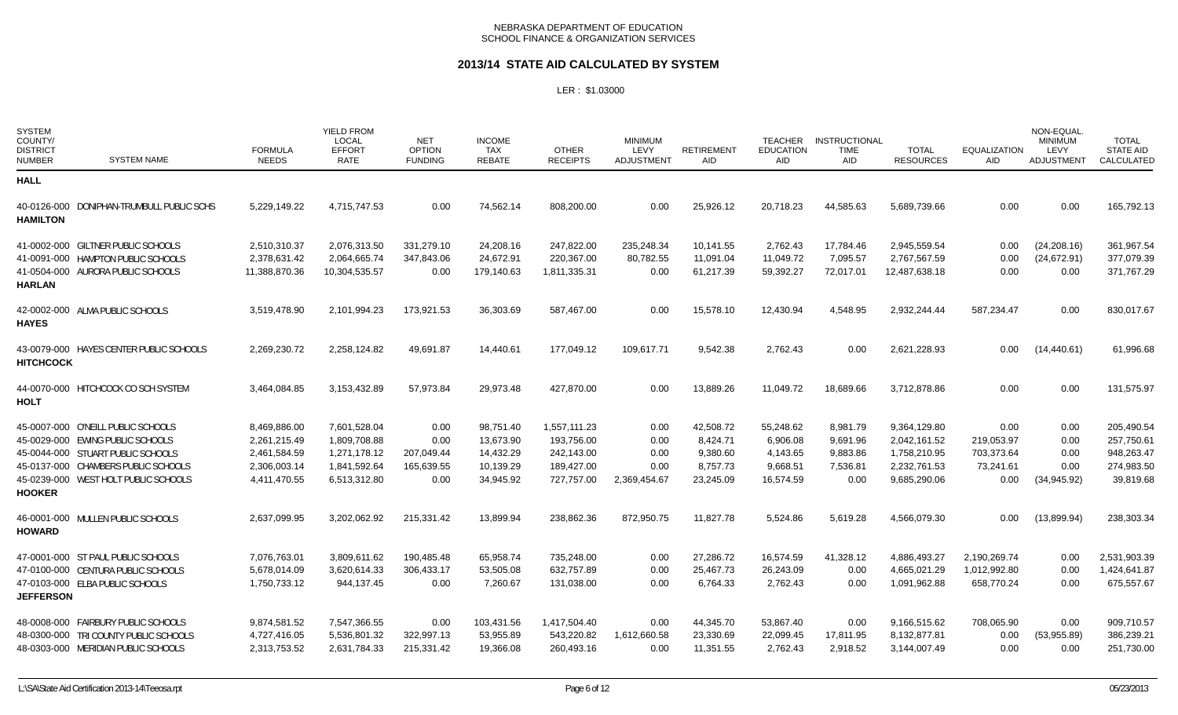NEBRASKA DEPARTMENT OF EDUCATION
SCHOOL FINANCE & ORGANIZATION SERVICES

## 2013/14 STATE AID CALCULATED BY SYSTEM

LER : $1.03000

| SYSTEM COUNTY/ DISTRICT NUMBER | SYSTEM NAME | FORMULA NEEDS | YIELD FROM LOCAL EFFORT RATE | NET OPTION FUNDING | INCOME TAX REBATE | OTHER RECEIPTS | MINIMUM LEVY ADJUSTMENT | RETIREMENT AID | TEACHER EDUCATION AID | INSTRUCTIONAL TIME AID | TOTAL RESOURCES | EQUALIZATION AID | NON-EQUAL. MINIMUM LEVY ADJUSTMENT | TOTAL STATE AID CALCULATED |
|---|---|---|---|---|---|---|---|---|---|---|---|---|---|---|
| **HALL** | | | | | | | | | | | | | | |
| 40-0126-000 | DONIPHAN-TRUMBULL PUBLIC SCHS | 5,229,149.22 | 4,715,747.53 | 0.00 | 74,562.14 | 808,200.00 | 0.00 | 25,926.12 | 20,718.23 | 44,585.63 | 5,689,739.66 | 0.00 | 0.00 | 165,792.13 |
| **HAMILTON** | | | | | | | | | | | | | | |
| 41-0002-000 | GILTNER PUBLIC SCHOOLS | 2,510,310.37 | 2,076,313.50 | 331,279.10 | 24,208.16 | 247,822.00 | 235,248.34 | 10,141.55 | 2,762.43 | 17,784.46 | 2,945,559.54 | 0.00 | (24,208.16) | 361,967.54 |
| 41-0091-000 | HAMPTON PUBLIC SCHOOLS | 2,378,631.42 | 2,064,665.74 | 347,843.06 | 24,672.91 | 220,367.00 | 80,782.55 | 11,091.04 | 11,049.72 | 7,095.57 | 2,767,567.59 | 0.00 | (24,672.91) | 377,079.39 |
| 41-0504-000 | AURORA PUBLIC SCHOOLS | 11,388,870.36 | 10,304,535.57 | 0.00 | 179,140.63 | 1,811,335.31 | 0.00 | 61,217.39 | 59,392.27 | 72,017.01 | 12,487,638.18 | 0.00 | 0.00 | 371,767.29 |
| **HARLAN** | | | | | | | | | | | | | | |
| 42-0002-000 | ALMA PUBLIC SCHOOLS | 3,519,478.90 | 2,101,994.23 | 173,921.53 | 36,303.69 | 587,467.00 | 0.00 | 15,578.10 | 12,430.94 | 4,548.95 | 2,932,244.44 | 587,234.47 | 0.00 | 830,017.67 |
| **HAYES** | | | | | | | | | | | | | | |
| 43-0079-000 | HAYES CENTER PUBLIC SCHOOLS | 2,269,230.72 | 2,258,124.82 | 49,691.87 | 14,440.61 | 177,049.12 | 109,617.71 | 9,542.38 | 2,762.43 | 0.00 | 2,621,228.93 | 0.00 | (14,440.61) | 61,996.68 |
| **HITCHCOCK** | | | | | | | | | | | | | | |
| 44-0070-000 | HITCHCOCK CO SCH SYSTEM | 3,464,084.85 | 3,153,432.89 | 57,973.84 | 29,973.48 | 427,870.00 | 0.00 | 13,889.26 | 11,049.72 | 18,689.66 | 3,712,878.86 | 0.00 | 0.00 | 131,575.97 |
| **HOLT** | | | | | | | | | | | | | | |
| 45-0007-000 | O'NEILL PUBLIC SCHOOLS | 8,469,886.00 | 7,601,528.04 | 0.00 | 98,751.40 | 1,557,111.23 | 0.00 | 42,508.72 | 55,248.62 | 8,981.79 | 9,364,129.80 | 0.00 | 0.00 | 205,490.54 |
| 45-0029-000 | EWING PUBLIC SCHOOLS | 2,261,215.49 | 1,809,708.88 | 0.00 | 13,673.90 | 193,756.00 | 0.00 | 8,424.71 | 6,906.08 | 9,691.96 | 2,042,161.52 | 219,053.97 | 0.00 | 257,750.61 |
| 45-0044-000 | STUART PUBLIC SCHOOLS | 2,461,584.59 | 1,271,178.12 | 207,049.44 | 14,432.29 | 242,143.00 | 0.00 | 9,380.60 | 4,143.65 | 9,883.86 | 1,758,210.95 | 703,373.64 | 0.00 | 948,263.47 |
| 45-0137-000 | CHAMBERS PUBLIC SCHOOLS | 2,306,003.14 | 1,841,592.64 | 165,639.55 | 10,139.29 | 189,427.00 | 0.00 | 8,757.73 | 9,668.51 | 7,536.81 | 2,232,761.53 | 73,241.61 | 0.00 | 274,983.50 |
| 45-0239-000 | WEST HOLT PUBLIC SCHOOLS | 4,411,470.55 | 6,513,312.80 | 0.00 | 34,945.92 | 727,757.00 | 2,369,454.67 | 23,245.09 | 16,574.59 | 0.00 | 9,685,290.06 | 0.00 | (34,945.92) | 39,819.68 |
| **HOOKER** | | | | | | | | | | | | | | |
| 46-0001-000 | MULLEN PUBLIC SCHOOLS | 2,637,099.95 | 3,202,062.92 | 215,331.42 | 13,899.94 | 238,862.36 | 872,950.75 | 11,827.78 | 5,524.86 | 5,619.28 | 4,566,079.30 | 0.00 | (13,899.94) | 238,303.34 |
| **HOWARD** | | | | | | | | | | | | | | |
| 47-0001-000 | ST PAUL PUBLIC SCHOOLS | 7,076,763.01 | 3,809,611.62 | 190,485.48 | 65,958.74 | 735,248.00 | 0.00 | 27,286.72 | 16,574.59 | 41,328.12 | 4,886,493.27 | 2,190,269.74 | 0.00 | 2,531,903.39 |
| 47-0100-000 | CENTURA PUBLIC SCHOOLS | 5,678,014.09 | 3,620,614.33 | 306,433.17 | 53,505.08 | 632,757.89 | 0.00 | 25,467.73 | 26,243.09 | 0.00 | 4,665,021.29 | 1,012,992.80 | 0.00 | 1,424,641.87 |
| 47-0103-000 | ELBA PUBLIC SCHOOLS | 1,750,733.12 | 944,137.45 | 0.00 | 7,260.67 | 131,038.00 | 0.00 | 6,764.33 | 2,762.43 | 0.00 | 1,091,962.88 | 658,770.24 | 0.00 | 675,557.67 |
| **JEFFERSON** | | | | | | | | | | | | | | |
| 48-0008-000 | FAIRBURY PUBLIC SCHOOLS | 9,874,581.52 | 7,547,366.55 | 0.00 | 103,431.56 | 1,417,504.40 | 0.00 | 44,345.70 | 53,867.40 | 0.00 | 9,166,515.62 | 708,065.90 | 0.00 | 909,710.57 |
| 48-0300-000 | TRI COUNTY PUBLIC SCHOOLS | 4,727,416.05 | 5,536,801.32 | 322,997.13 | 53,955.89 | 543,220.82 | 1,612,660.58 | 23,330.69 | 22,099.45 | 17,811.95 | 8,132,877.81 | 0.00 | (53,955.89) | 386,239.21 |
| 48-0303-000 | MERIDIAN PUBLIC SCHOOLS | 2,313,753.52 | 2,631,784.33 | 215,331.42 | 19,366.08 | 260,493.16 | 0.00 | 11,351.55 | 2,762.43 | 2,918.52 | 3,144,007.49 | 0.00 | 0.00 | 251,730.00 |

L:\SA\State Aid Certification 2013-14\Teeosa.rpt 05/23/2013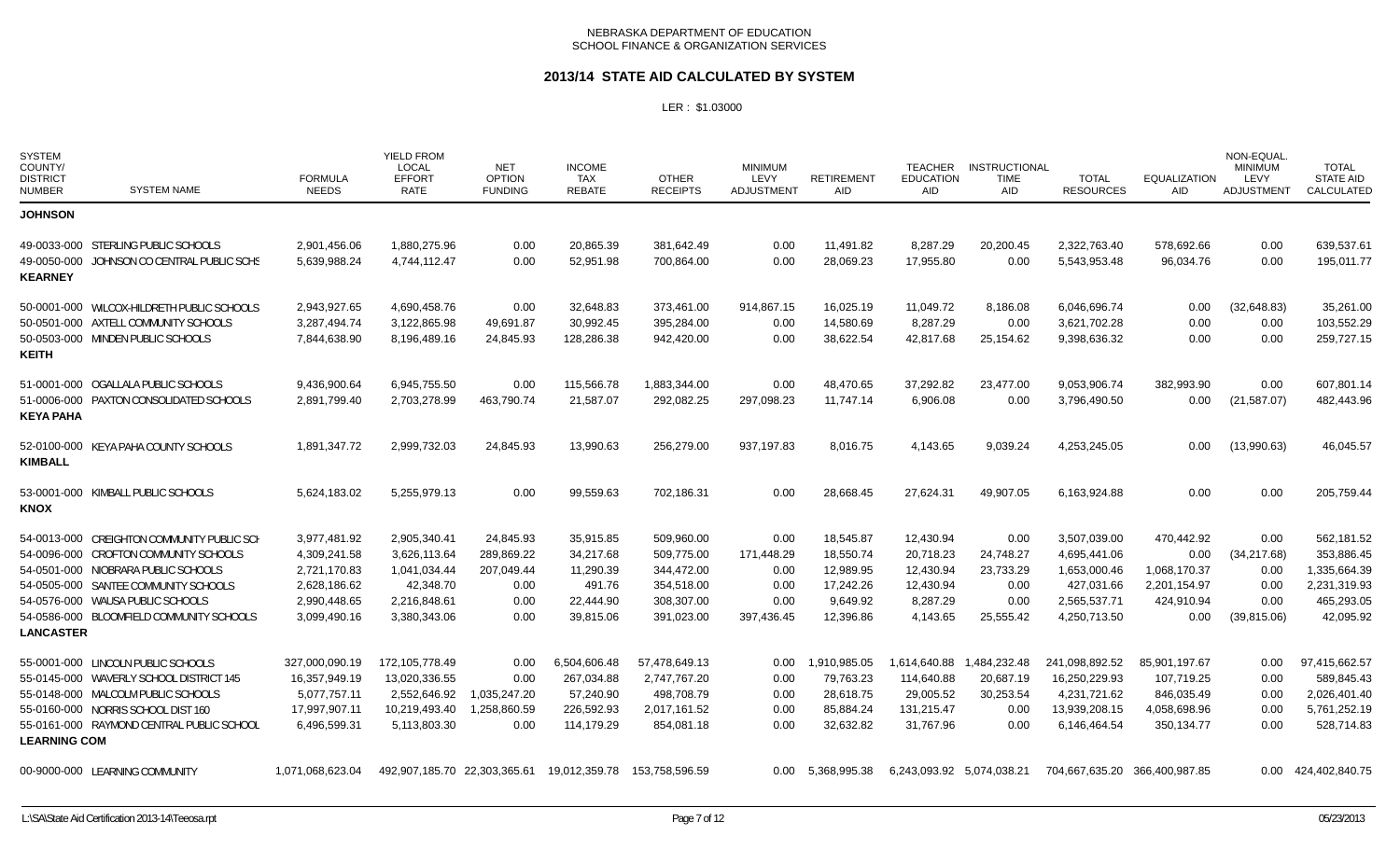NEBRASKA DEPARTMENT OF EDUCATION
SCHOOL FINANCE & ORGANIZATION SERVICES

## 2013/14 STATE AID CALCULATED BY SYSTEM

LER : $1.03000

| SYSTEM COUNTY/ DISTRICT NUMBER | SYSTEM NAME | FORMULA NEEDS | YIELD FROM LOCAL EFFORT RATE | NET OPTION FUNDING | INCOME TAX REBATE | OTHER RECEIPTS | MINIMUM LEVY ADJUSTMENT | RETIREMENT AID | TEACHER EDUCATION AID | INSTRUCTIONAL TIME AID | TOTAL RESOURCES | EQUALIZATION AID | NON-EQUAL. MINIMUM LEVY ADJUSTMENT | TOTAL STATE AID CALCULATED |
|---|---|---|---|---|---|---|---|---|---|---|---|---|---|---|
| **JOHNSON** | | | | | | | | | | | | | | |
| 49-0033-000 | STERLING PUBLIC SCHOOLS | 2,901,456.06 | 1,880,275.96 | 0.00 | 20,865.39 | 381,642.49 | 0.00 | 11,491.82 | 8,287.29 | 20,200.45 | 2,322,763.40 | 578,692.66 | 0.00 | 639,537.61 |
| 49-0050-000 | JOHNSON CO CENTRAL PUBLIC SCHS | 5,639,988.24 | 4,744,112.47 | 0.00 | 52,951.98 | 700,864.00 | 0.00 | 28,069.23 | 17,955.80 | 0.00 | 5,543,953.48 | 96,034.76 | 0.00 | 195,011.77 |
| **KEARNEY** | | | | | | | | | | | | | | |
| 50-0001-000 | WILCOX-HILDRETH PUBLIC SCHOOLS | 2,943,927.65 | 4,690,458.76 | 0.00 | 32,648.83 | 373,461.00 | 914,867.15 | 16,025.19 | 11,049.72 | 8,186.08 | 6,046,696.74 | 0.00 | (32,648.83) | 35,261.00 |
| 50-0501-000 | AXTELL COMMUNITY SCHOOLS | 3,287,494.74 | 3,122,865.98 | 49,691.87 | 30,992.45 | 395,284.00 | 0.00 | 14,580.69 | 8,287.29 | 0.00 | 3,621,702.28 | 0.00 | 0.00 | 103,552.29 |
| 50-0503-000 | MINDEN PUBLIC SCHOOLS | 7,844,638.90 | 8,196,489.16 | 24,845.93 | 128,286.38 | 942,420.00 | 0.00 | 38,622.54 | 42,817.68 | 25,154.62 | 9,398,636.32 | 0.00 | 0.00 | 259,727.15 |
| **KEITH** | | | | | | | | | | | | | | |
| 51-0001-000 | OGALLALA PUBLIC SCHOOLS | 9,436,900.64 | 6,945,755.50 | 0.00 | 115,566.78 | 1,883,344.00 | 0.00 | 48,470.65 | 37,292.82 | 23,477.00 | 9,053,906.74 | 382,993.90 | 0.00 | 607,801.14 |
| 51-0006-000 | PAXTON CONSOLIDATED SCHOOLS | 2,891,799.40 | 2,703,278.99 | 463,790.74 | 21,587.07 | 292,082.25 | 297,098.23 | 11,747.14 | 6,906.08 | 0.00 | 3,796,490.50 | 0.00 | (21,587.07) | 482,443.96 |
| **KEYA PAHA** | | | | | | | | | | | | | | |
| 52-0100-000 | KEYA PAHA COUNTY SCHOOLS | 1,891,347.72 | 2,999,732.03 | 24,845.93 | 13,990.63 | 256,279.00 | 937,197.83 | 8,016.75 | 4,143.65 | 9,039.24 | 4,253,245.05 | 0.00 | (13,990.63) | 46,045.57 |
| **KIMBALL** | | | | | | | | | | | | | | |
| 53-0001-000 | KIMBALL PUBLIC SCHOOLS | 5,624,183.02 | 5,255,979.13 | 0.00 | 99,559.63 | 702,186.31 | 0.00 | 28,668.45 | 27,624.31 | 49,907.05 | 6,163,924.88 | 0.00 | 0.00 | 205,759.44 |
| **KNOX** | | | | | | | | | | | | | | |
| 54-0013-000 | CREIGHTON COMMUNITY PUBLIC SCH | 3,977,481.92 | 2,905,340.41 | 24,845.93 | 35,915.85 | 509,960.00 | 0.00 | 18,545.87 | 12,430.94 | 0.00 | 3,507,039.00 | 470,442.92 | 0.00 | 562,181.52 |
| 54-0096-000 | CROFTON COMMUNITY SCHOOLS | 4,309,241.58 | 3,626,113.64 | 289,869.22 | 34,217.68 | 509,775.00 | 171,448.29 | 18,550.74 | 20,718.23 | 24,748.27 | 4,695,441.06 | 0.00 | (34,217.68) | 353,886.45 |
| 54-0501-000 | NIOBRARA PUBLIC SCHOOLS | 2,721,170.83 | 1,041,034.44 | 207,049.44 | 11,290.39 | 344,472.00 | 0.00 | 12,989.95 | 12,430.94 | 23,733.29 | 1,653,000.46 | 1,068,170.37 | 0.00 | 1,335,664.39 |
| 54-0505-000 | SANTEE COMMUNITY SCHOOLS | 2,628,186.62 | 42,348.70 | 0.00 | 491.76 | 354,518.00 | 0.00 | 17,242.26 | 12,430.94 | 0.00 | 427,031.66 | 2,201,154.97 | 0.00 | 2,231,319.93 |
| 54-0576-000 | WAUSA PUBLIC SCHOOLS | 2,990,448.65 | 2,216,848.61 | 0.00 | 22,444.90 | 308,307.00 | 0.00 | 9,649.92 | 8,287.29 | 0.00 | 2,565,537.71 | 424,910.94 | 0.00 | 465,293.05 |
| 54-0586-000 | BLOOMFIELD COMMUNITY SCHOOLS | 3,099,490.16 | 3,380,343.06 | 0.00 | 39,815.06 | 391,023.00 | 397,436.45 | 12,396.86 | 4,143.65 | 25,555.42 | 4,250,713.50 | 0.00 | (39,815.06) | 42,095.92 |
| **LANCASTER** | | | | | | | | | | | | | | |
| 55-0001-000 | LINCOLN PUBLIC SCHOOLS | 327,000,090.19 | 172,105,778.49 | 0.00 | 6,504,606.48 | 57,478,649.13 | 0.00 | 1,910,985.05 | 1,614,640.88 | 1,484,232.48 | 241,098,892.52 | 85,901,197.67 | 0.00 | 97,415,662.57 |
| 55-0145-000 | WAVERLY SCHOOL DISTRICT 145 | 16,357,949.19 | 13,020,336.55 | 0.00 | 267,034.88 | 2,747,767.20 | 0.00 | 79,763.23 | 114,640.88 | 20,687.19 | 16,250,229.93 | 107,719.25 | 0.00 | 589,845.43 |
| 55-0148-000 | MALCOLM PUBLIC SCHOOLS | 5,077,757.11 | 2,552,646.92 | 1,035,247.20 | 57,240.90 | 498,708.79 | 0.00 | 28,618.75 | 29,005.52 | 30,253.54 | 4,231,721.62 | 846,035.49 | 0.00 | 2,026,401.40 |
| 55-0160-000 | NORRIS SCHOOL DIST 160 | 17,997,907.11 | 10,219,493.40 | 1,258,860.59 | 226,592.93 | 2,017,161.52 | 0.00 | 85,884.24 | 131,215.47 | 0.00 | 13,939,208.15 | 4,058,698.96 | 0.00 | 5,761,252.19 |
| 55-0161-000 | RAYMOND CENTRAL PUBLIC SCHOOL | 6,496,599.31 | 5,113,803.30 | 0.00 | 114,179.29 | 854,081.18 | 0.00 | 32,632.82 | 31,767.96 | 0.00 | 6,146,464.54 | 350,134.77 | 0.00 | 528,714.83 |
| **LEARNING COM** | | | | | | | | | | | | | | |
| 00-9000-000 | LEARNING COMMUNITY | 1,071,068,623.04 | 492,907,185.70 | 22,303,365.61 | 19,012,359.78 | 153,758,596.59 | 0.00 | 5,368,995.38 | 6,243,093.92 | 5,074,038.21 | 704,667,635.20 | 366,400,987.85 | 0.00 | 424,402,840.75 |

L:\SA\State Aid Certification 2013-14\Teeosa.rpt

05/23/2013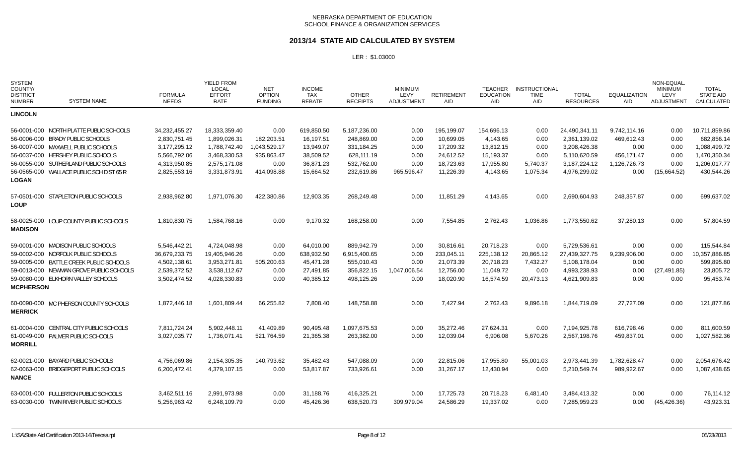NEBRASKA DEPARTMENT OF EDUCATION
SCHOOL FINANCE & ORGANIZATION SERVICES

## 2013/14 STATE AID CALCULATED BY SYSTEM

LER : $1.03000

| SYSTEM COUNTY/ DISTRICT NUMBER | SYSTEM NAME | FORMULA NEEDS | YIELD FROM LOCAL EFFORT RATE | NET OPTION FUNDING | INCOME TAX REBATE | OTHER RECEIPTS | MINIMUM LEVY ADJUSTMENT | RETIREMENT AID | TEACHER EDUCATION AID | INSTRUCTIONAL TIME AID | TOTAL RESOURCES | EQUALIZATION AID | NON-EQUAL. MINIMUM LEVY ADJUSTMENT | TOTAL STATE AID CALCULATED |
|---|---|---|---|---|---|---|---|---|---|---|---|---|---|---|
| **LINCOLN** | | | | | | | | | | | | | | |
| 56-0001-000 | NORTH PLATTE PUBLIC SCHOOLS | 34,232,455.27 | 18,333,359.40 | 0.00 | 619,850.50 | 5,187,236.00 | 0.00 | 195,199.07 | 154,696.13 | 0.00 | 24,490,341.11 | 9,742,114.16 | 0.00 | 10,711,859.86 |
| 56-0006-000 | BRADY PUBLIC SCHOOLS | 2,830,751.45 | 1,899,026.31 | 182,203.51 | 16,197.51 | 248,869.00 | 0.00 | 10,699.05 | 4,143.65 | 0.00 | 2,361,139.02 | 469,612.43 | 0.00 | 682,856.14 |
| 56-0007-000 | MAXWELL PUBLIC SCHOOLS | 3,177,295.12 | 1,788,742.40 | 1,043,529.17 | 13,949.07 | 331,184.25 | 0.00 | 17,209.32 | 13,812.15 | 0.00 | 3,208,426.38 | 0.00 | 0.00 | 1,088,499.72 |
| 56-0037-000 | HERSHEY PUBLIC SCHOOLS | 5,566,792.06 | 3,468,330.53 | 935,863.47 | 38,509.52 | 628,111.19 | 0.00 | 24,612.52 | 15,193.37 | 0.00 | 5,110,620.59 | 456,171.47 | 0.00 | 1,470,350.34 |
| 56-0055-000 | SUTHERLAND PUBLIC SCHOOLS | 4,313,950.85 | 2,575,171.08 | 0.00 | 36,871.23 | 532,762.00 | 0.00 | 18,723.63 | 17,955.80 | 5,740.37 | 3,187,224.12 | 1,126,726.73 | 0.00 | 1,206,017.77 |
| 56-0565-000 | WALLACE PUBLIC SCH DIST 65 R | 2,825,553.16 | 3,331,873.91 | 414,098.88 | 15,664.52 | 232,619.86 | 965,596.47 | 11,226.39 | 4,143.65 | 1,075.34 | 4,976,299.02 | 0.00 | (15,664.52) | 430,544.26 |
| **LOGAN** | | | | | | | | | | | | | | |
| 57-0501-000 | STAPLETON PUBLIC SCHOOLS | 2,938,962.80 | 1,971,076.30 | 422,380.86 | 12,903.35 | 268,249.48 | 0.00 | 11,851.29 | 4,143.65 | 0.00 | 2,690,604.93 | 248,357.87 | 0.00 | 699,637.02 |
| **LOUP** | | | | | | | | | | | | | | |
| 58-0025-000 | LOUP COUNTY PUBLIC SCHOOLS | 1,810,830.75 | 1,584,768.16 | 0.00 | 9,170.32 | 168,258.00 | 0.00 | 7,554.85 | 2,762.43 | 1,036.86 | 1,773,550.62 | 37,280.13 | 0.00 | 57,804.59 |
| **MADISON** | | | | | | | | | | | | | | |
| 59-0001-000 | MADISON PUBLIC SCHOOLS | 5,546,442.21 | 4,724,048.98 | 0.00 | 64,010.00 | 889,942.79 | 0.00 | 30,816.61 | 20,718.23 | 0.00 | 5,729,536.61 | 0.00 | 0.00 | 115,544.84 |
| 59-0002-000 | NORFOLK PUBLIC SCHOOLS | 36,679,233.75 | 19,405,946.26 | 0.00 | 638,932.50 | 6,915,400.65 | 0.00 | 233,045.11 | 225,138.12 | 20,865.12 | 27,439,327.75 | 9,239,906.00 | 0.00 | 10,357,886.85 |
| 59-0005-000 | BATTLE CREEK PUBLIC SCHOOLS | 4,502,138.61 | 3,953,271.81 | 505,200.63 | 45,471.28 | 555,010.43 | 0.00 | 21,073.39 | 20,718.23 | 7,432.27 | 5,108,178.04 | 0.00 | 0.00 | 599,895.80 |
| 59-0013-000 | NEWMAN GROVE PUBLIC SCHOOLS | 2,539,372.52 | 3,538,112.67 | 0.00 | 27,491.85 | 356,822.15 | 1,047,006.54 | 12,756.00 | 11,049.72 | 0.00 | 4,993,238.93 | 0.00 | (27,491.85) | 23,805.72 |
| 59-0080-000 | ELKHORN VALLEY SCHOOLS | 3,502,474.52 | 4,028,330.83 | 0.00 | 40,385.12 | 498,125.26 | 0.00 | 18,020.90 | 16,574.59 | 20,473.13 | 4,621,909.83 | 0.00 | 0.00 | 95,453.74 |
| **MCPHERSON** | | | | | | | | | | | | | | |
| 60-0090-000 | MC PHERSON COUNTY SCHOOLS | 1,872,446.18 | 1,601,809.44 | 66,255.82 | 7,808.40 | 148,758.88 | 0.00 | 7,427.94 | 2,762.43 | 9,896.18 | 1,844,719.09 | 27,727.09 | 0.00 | 121,877.86 |
| **MERRICK** | | | | | | | | | | | | | | |
| 61-0004-000 | CENTRAL CITY PUBLIC SCHOOLS | 7,811,724.24 | 5,902,448.11 | 41,409.89 | 90,495.48 | 1,097,675.53 | 0.00 | 35,272.46 | 27,624.31 | 0.00 | 7,194,925.78 | 616,798.46 | 0.00 | 811,600.59 |
| 61-0049-000 | PALMER PUBLIC SCHOOLS | 3,027,035.77 | 1,736,071.41 | 521,764.59 | 21,365.38 | 263,382.00 | 0.00 | 12,039.04 | 6,906.08 | 5,670.26 | 2,567,198.76 | 459,837.01 | 0.00 | 1,027,582.36 |
| **MORRILL** | | | | | | | | | | | | | | |
| 62-0021-000 | BAYARD PUBLIC SCHOOLS | 4,756,069.86 | 2,154,305.35 | 140,793.62 | 35,482.43 | 547,088.09 | 0.00 | 22,815.06 | 17,955.80 | 55,001.03 | 2,973,441.39 | 1,782,628.47 | 0.00 | 2,054,676.42 |
| 62-0063-000 | BRIDGEPORT PUBLIC SCHOOLS | 6,200,472.41 | 4,379,107.15 | 0.00 | 53,817.87 | 733,926.61 | 0.00 | 31,267.17 | 12,430.94 | 0.00 | 5,210,549.74 | 989,922.67 | 0.00 | 1,087,438.65 |
| **NANCE** | | | | | | | | | | | | | | |
| 63-0001-000 | FULLERTON PUBLIC SCHOOLS | 3,462,511.16 | 2,991,973.98 | 0.00 | 31,188.76 | 416,325.21 | 0.00 | 17,725.73 | 20,718.23 | 6,481.40 | 3,484,413.32 | 0.00 | 0.00 | 76,114.12 |
| 63-0030-000 | TWIN RIVER PUBLIC SCHOOLS | 5,256,963.42 | 6,248,109.79 | 0.00 | 45,426.36 | 638,520.73 | 309,979.04 | 24,586.29 | 19,337.02 | 0.00 | 7,285,959.23 | 0.00 | (45,426.36) | 43,923.31 |

L:\SA\State Aid Certification 2013-14\Teeosa.rpt — 05/23/2013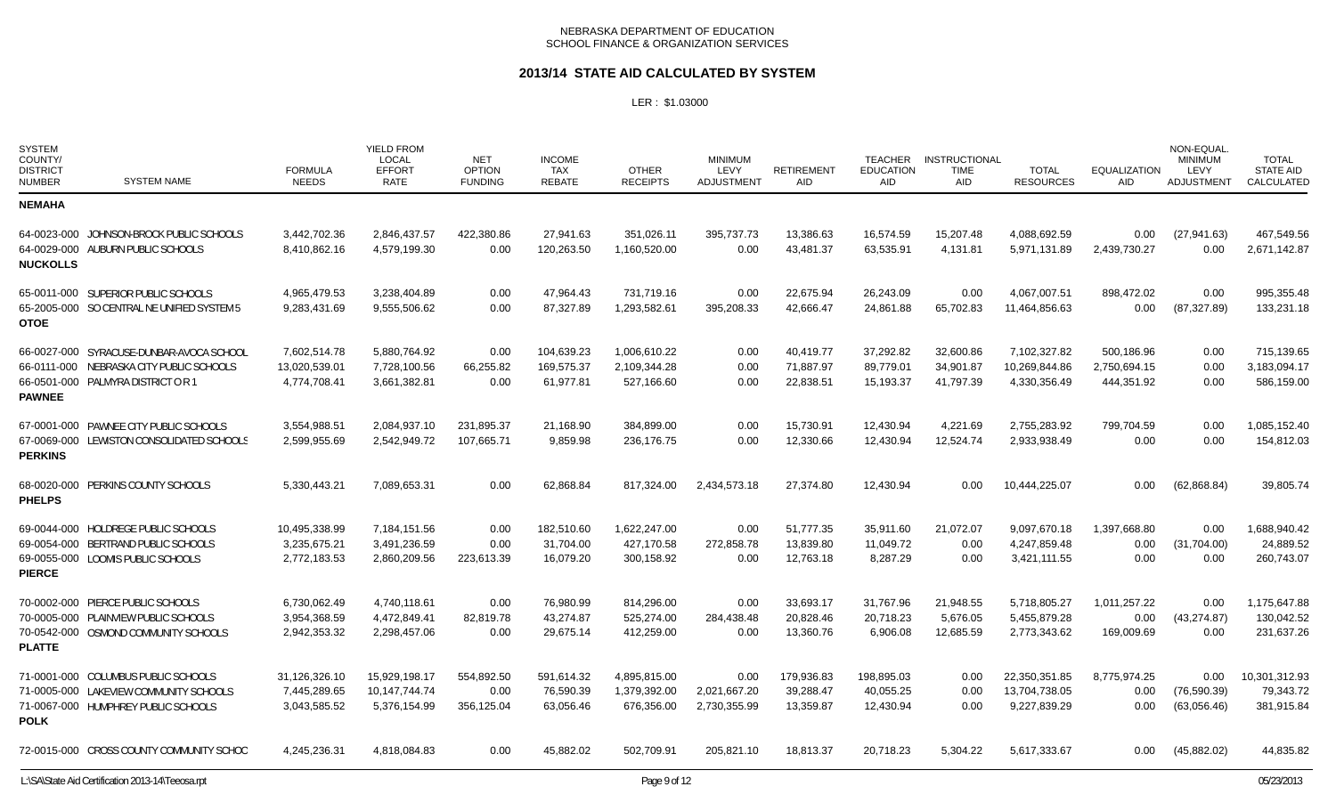NEBRASKA DEPARTMENT OF EDUCATION
SCHOOL FINANCE & ORGANIZATION SERVICES

## 2013/14 STATE AID CALCULATED BY SYSTEM

LER : $1.03000

| SYSTEM COUNTY/ DISTRICT NUMBER | SYSTEM NAME | FORMULA NEEDS | YIELD FROM LOCAL EFFORT RATE | NET OPTION FUNDING | INCOME TAX REBATE | OTHER RECEIPTS | MINIMUM LEVY ADJUSTMENT | RETIREMENT AID | TEACHER EDUCATION AID | INSTRUCTIONAL TIME AID | TOTAL RESOURCES | EQUALIZATION AID | NON-EQUAL. MINIMUM LEVY ADJUSTMENT | TOTAL STATE AID CALCULATED |
|---|---|---|---|---|---|---|---|---|---|---|---|---|---|---|
| **NEMAHA** | | | | | | | | | | | | | | |
| 64-0023-000 | JOHNSON-BROCK PUBLIC SCHOOLS | 3,442,702.36 | 2,846,437.57 | 422,380.86 | 27,941.63 | 351,026.11 | 395,737.73 | 13,386.63 | 16,574.59 | 15,207.48 | 4,088,692.59 | 0.00 | (27,941.63) | 467,549.56 |
| 64-0029-000 | AUBURN PUBLIC SCHOOLS | 8,410,862.16 | 4,579,199.30 | 0.00 | 120,263.50 | 1,160,520.00 | 0.00 | 43,481.37 | 63,535.91 | 4,131.81 | 5,971,131.89 | 2,439,730.27 | 0.00 | 2,671,142.87 |
| **NUCKOLLS** | | | | | | | | | | | | | | |
| 65-0011-000 | SUPERIOR PUBLIC SCHOOLS | 4,965,479.53 | 3,238,404.89 | 0.00 | 47,964.43 | 731,719.16 | 0.00 | 22,675.94 | 26,243.09 | 0.00 | 4,067,007.51 | 898,472.02 | 0.00 | 995,355.48 |
| 65-2005-000 | SO CENTRAL NE UNIFIED SYSTEM 5 | 9,283,431.69 | 9,555,506.62 | 0.00 | 87,327.89 | 1,293,582.61 | 395,208.33 | 42,666.47 | 24,861.88 | 65,702.83 | 11,464,856.63 | 0.00 | (87,327.89) | 133,231.18 |
| **OTOE** | | | | | | | | | | | | | | |
| 66-0027-000 | SYRACUSE-DUNBAR-AVOCA SCHOOL | 7,602,514.78 | 5,880,764.92 | 0.00 | 104,639.23 | 1,006,610.22 | 0.00 | 40,419.77 | 37,292.82 | 32,600.86 | 7,102,327.82 | 500,186.96 | 0.00 | 715,139.65 |
| 66-0111-000 | NEBRASKA CITY PUBLIC SCHOOLS | 13,020,539.01 | 7,728,100.56 | 66,255.82 | 169,575.37 | 2,109,344.28 | 0.00 | 71,887.97 | 89,779.01 | 34,901.87 | 10,269,844.86 | 2,750,694.15 | 0.00 | 3,183,094.17 |
| 66-0501-000 | PALMYRA DISTRICT O R 1 | 4,774,708.41 | 3,661,382.81 | 0.00 | 61,977.81 | 527,166.60 | 0.00 | 22,838.51 | 15,193.37 | 41,797.39 | 4,330,356.49 | 444,351.92 | 0.00 | 586,159.00 |
| **PAWNEE** | | | | | | | | | | | | | | |
| 67-0001-000 | PAWNEE CITY PUBLIC SCHOOLS | 3,554,988.51 | 2,084,937.10 | 231,895.37 | 21,168.90 | 384,899.00 | 0.00 | 15,730.91 | 12,430.94 | 4,221.69 | 2,755,283.92 | 799,704.59 | 0.00 | 1,085,152.40 |
| 67-0069-000 | LEWISTON CONSOLIDATED SCHOOLS | 2,599,955.69 | 2,542,949.72 | 107,665.71 | 9,859.98 | 236,176.75 | 0.00 | 12,330.66 | 12,430.94 | 12,524.74 | 2,933,938.49 | 0.00 | 0.00 | 154,812.03 |
| **PERKINS** | | | | | | | | | | | | | | |
| 68-0020-000 | PERKINS COUNTY SCHOOLS | 5,330,443.21 | 7,089,653.31 | 0.00 | 62,868.84 | 817,324.00 | 2,434,573.18 | 27,374.80 | 12,430.94 | 0.00 | 10,444,225.07 | 0.00 | (62,868.84) | 39,805.74 |
| **PHELPS** | | | | | | | | | | | | | | |
| 69-0044-000 | HOLDREGE PUBLIC SCHOOLS | 10,495,338.99 | 7,184,151.56 | 0.00 | 182,510.60 | 1,622,247.00 | 0.00 | 51,777.35 | 35,911.60 | 21,072.07 | 9,097,670.18 | 1,397,668.80 | 0.00 | 1,688,940.42 |
| 69-0054-000 | BERTRAND PUBLIC SCHOOLS | 3,235,675.21 | 3,491,236.59 | 0.00 | 31,704.00 | 427,170.58 | 272,858.78 | 13,839.80 | 11,049.72 | 0.00 | 4,247,859.48 | 0.00 | (31,704.00) | 24,889.52 |
| 69-0055-000 | LOOMIS PUBLIC SCHOOLS | 2,772,183.53 | 2,860,209.56 | 223,613.39 | 16,079.20 | 300,158.92 | 0.00 | 12,763.18 | 8,287.29 | 0.00 | 3,421,111.55 | 0.00 | 0.00 | 260,743.07 |
| **PIERCE** | | | | | | | | | | | | | | |
| 70-0002-000 | PIERCE PUBLIC SCHOOLS | 6,730,062.49 | 4,740,118.61 | 0.00 | 76,980.99 | 814,296.00 | 0.00 | 33,693.17 | 31,767.96 | 21,948.55 | 5,718,805.27 | 1,011,257.22 | 0.00 | 1,175,647.88 |
| 70-0005-000 | PLAINVIEW PUBLIC SCHOOLS | 3,954,368.59 | 4,472,849.41 | 82,819.78 | 43,274.87 | 525,274.00 | 284,438.48 | 20,828.46 | 20,718.23 | 5,676.05 | 5,455,879.28 | 0.00 | (43,274.87) | 130,042.52 |
| 70-0542-000 | OSMOND COMMUNITY SCHOOLS | 2,942,353.32 | 2,298,457.06 | 0.00 | 29,675.14 | 412,259.00 | 0.00 | 13,360.76 | 6,906.08 | 12,685.59 | 2,773,343.62 | 169,009.69 | 0.00 | 231,637.26 |
| **PLATTE** | | | | | | | | | | | | | | |
| 71-0001-000 | COLUMBUS PUBLIC SCHOOLS | 31,126,326.10 | 15,929,198.17 | 554,892.50 | 591,614.32 | 4,895,815.00 | 0.00 | 179,936.83 | 198,895.03 | 0.00 | 22,350,351.85 | 8,775,974.25 | 0.00 | 10,301,312.93 |
| 71-0005-000 | LAKEVIEW COMMUNITY SCHOOLS | 7,445,289.65 | 10,147,744.74 | 0.00 | 76,590.39 | 1,379,392.00 | 2,021,667.20 | 39,288.47 | 40,055.25 | 0.00 | 13,704,738.05 | 0.00 | (76,590.39) | 79,343.72 |
| 71-0067-000 | HUMPHREY PUBLIC SCHOOLS | 3,043,585.52 | 5,376,154.99 | 356,125.04 | 63,056.46 | 676,356.00 | 2,730,355.99 | 13,359.87 | 12,430.94 | 0.00 | 9,227,839.29 | 0.00 | (63,056.46) | 381,915.84 |
| **POLK** | | | | | | | | | | | | | | |
| 72-0015-000 | CROSS COUNTY COMMUNITY SCHOC | 4,245,236.31 | 4,818,084.83 | 0.00 | 45,882.02 | 502,709.91 | 205,821.10 | 18,813.37 | 20,718.23 | 5,304.22 | 5,617,333.67 | 0.00 | (45,882.02) | 44,835.82 |

L:\SA\State Aid Certification 2013-14\Teeosa.rpt　　05/23/2013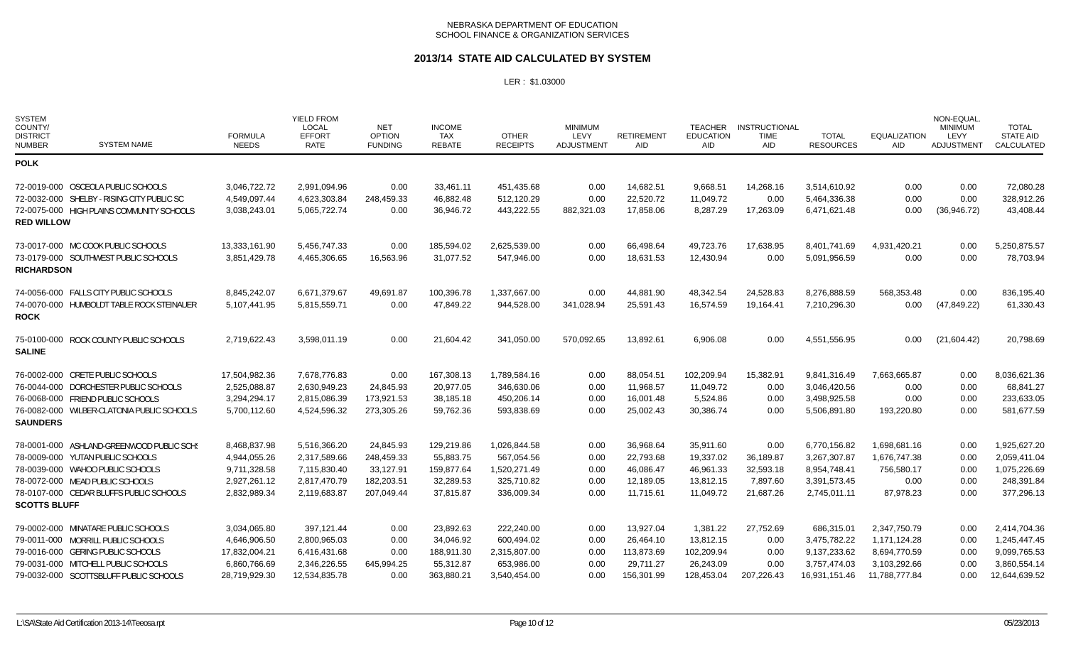NEBRASKA DEPARTMENT OF EDUCATION
SCHOOL FINANCE & ORGANIZATION SERVICES

## 2013/14 STATE AID CALCULATED BY SYSTEM

LER : $1.03000

| SYSTEM COUNTY/ DISTRICT NUMBER | SYSTEM NAME | FORMULA NEEDS | YIELD FROM LOCAL EFFORT RATE | NET OPTION FUNDING | INCOME TAX REBATE | OTHER RECEIPTS | MINIMUM LEVY ADJUSTMENT | RETIREMENT AID | TEACHER EDUCATION AID | INSTRUCTIONAL TIME AID | TOTAL RESOURCES | EQUALIZATION AID | NON-EQUAL. MINIMUM LEVY ADJUSTMENT | TOTAL STATE AID CALCULATED |
|---|---|---|---|---|---|---|---|---|---|---|---|---|---|---|
| **POLK** | | | | | | | | | | | | | | |
| 72-0019-000 | OSCEOLA PUBLIC SCHOOLS | 3,046,722.72 | 2,991,094.96 | 0.00 | 33,461.11 | 451,435.68 | 0.00 | 14,682.51 | 9,668.51 | 14,268.16 | 3,514,610.92 | 0.00 | 0.00 | 72,080.28 |
| 72-0032-000 | SHELBY - RISING CITY PUBLIC SC | 4,549,097.44 | 4,623,303.84 | 248,459.33 | 46,882.48 | 512,120.29 | 0.00 | 22,520.72 | 11,049.72 | 0.00 | 5,464,336.38 | 0.00 | 0.00 | 328,912.26 |
| 72-0075-000 | HIGH PLAINS COMMUNITY SCHOOLS | 3,038,243.01 | 5,065,722.74 | 0.00 | 36,946.72 | 443,222.55 | 882,321.03 | 17,858.06 | 8,287.29 | 17,263.09 | 6,471,621.48 | 0.00 | (36,946.72) | 43,408.44 |
| **RED WILLOW** | | | | | | | | | | | | | | |
| 73-0017-000 | MC COOK PUBLIC SCHOOLS | 13,333,161.90 | 5,456,747.33 | 0.00 | 185,594.02 | 2,625,539.00 | 0.00 | 66,498.64 | 49,723.76 | 17,638.95 | 8,401,741.69 | 4,931,420.21 | 0.00 | 5,250,875.57 |
| 73-0179-000 | SOUTHWEST PUBLIC SCHOOLS | 3,851,429.78 | 4,465,306.65 | 16,563.96 | 31,077.52 | 547,946.00 | 0.00 | 18,631.53 | 12,430.94 | 0.00 | 5,091,956.59 | 0.00 | 0.00 | 78,703.94 |
| **RICHARDSON** | | | | | | | | | | | | | | |
| 74-0056-000 | FALLS CITY PUBLIC SCHOOLS | 8,845,242.07 | 6,671,379.67 | 49,691.87 | 100,396.78 | 1,337,667.00 | 0.00 | 44,881.90 | 48,342.54 | 24,528.83 | 8,276,888.59 | 568,353.48 | 0.00 | 836,195.40 |
| 74-0070-000 | HUMBOLDT TABLE ROCK STEINAUER | 5,107,441.95 | 5,815,559.71 | 0.00 | 47,849.22 | 944,528.00 | 341,028.94 | 25,591.43 | 16,574.59 | 19,164.41 | 7,210,296.30 | 0.00 | (47,849.22) | 61,330.43 |
| **ROCK** | | | | | | | | | | | | | | |
| 75-0100-000 | ROCK COUNTY PUBLIC SCHOOLS | 2,719,622.43 | 3,598,011.19 | 0.00 | 21,604.42 | 341,050.00 | 570,092.65 | 13,892.61 | 6,906.08 | 0.00 | 4,551,556.95 | 0.00 | (21,604.42) | 20,798.69 |
| **SALINE** | | | | | | | | | | | | | | |
| 76-0002-000 | CRETE PUBLIC SCHOOLS | 17,504,982.36 | 7,678,776.83 | 0.00 | 167,308.13 | 1,789,584.16 | 0.00 | 88,054.51 | 102,209.94 | 15,382.91 | 9,841,316.49 | 7,663,665.87 | 0.00 | 8,036,621.36 |
| 76-0044-000 | DORCHESTER PUBLIC SCHOOLS | 2,525,088.87 | 2,630,949.23 | 24,845.93 | 20,977.05 | 346,630.06 | 0.00 | 11,968.57 | 11,049.72 | 0.00 | 3,046,420.56 | 0.00 | 0.00 | 68,841.27 |
| 76-0068-000 | FRIEND PUBLIC SCHOOLS | 3,294,294.17 | 2,815,086.39 | 173,921.53 | 38,185.18 | 450,206.14 | 0.00 | 16,001.48 | 5,524.86 | 0.00 | 3,498,925.58 | 0.00 | 0.00 | 233,633.05 |
| 76-0082-000 | WILBER-CLATONIA PUBLIC SCHOOLS | 5,700,112.60 | 4,524,596.32 | 273,305.26 | 59,762.36 | 593,838.69 | 0.00 | 25,002.43 | 30,386.74 | 0.00 | 5,506,891.80 | 193,220.80 | 0.00 | 581,677.59 |
| **SAUNDERS** | | | | | | | | | | | | | | |
| 78-0001-000 | ASHLAND-GREENWOOD PUBLIC SCH( | 8,468,837.98 | 5,516,366.20 | 24,845.93 | 129,219.86 | 1,026,844.58 | 0.00 | 36,968.64 | 35,911.60 | 0.00 | 6,770,156.82 | 1,698,681.16 | 0.00 | 1,925,627.20 |
| 78-0009-000 | YUTAN PUBLIC SCHOOLS | 4,944,055.26 | 2,317,589.66 | 248,459.33 | 55,883.75 | 567,054.56 | 0.00 | 22,793.68 | 19,337.02 | 36,189.87 | 3,267,307.87 | 1,676,747.38 | 0.00 | 2,059,411.04 |
| 78-0039-000 | WAHOO PUBLIC SCHOOLS | 9,711,328.58 | 7,115,830.40 | 33,127.91 | 159,877.64 | 1,520,271.49 | 0.00 | 46,086.47 | 46,961.33 | 32,593.18 | 8,954,748.41 | 756,580.17 | 0.00 | 1,075,226.69 |
| 78-0072-000 | MEAD PUBLIC SCHOOLS | 2,927,261.12 | 2,817,470.79 | 182,203.51 | 32,289.53 | 325,710.82 | 0.00 | 12,189.05 | 13,812.15 | 7,897.60 | 3,391,573.45 | 0.00 | 0.00 | 248,391.84 |
| 78-0107-000 | CEDAR BLUFFS PUBLIC SCHOOLS | 2,832,989.34 | 2,119,683.87 | 207,049.44 | 37,815.87 | 336,009.34 | 0.00 | 11,715.61 | 11,049.72 | 21,687.26 | 2,745,011.11 | 87,978.23 | 0.00 | 377,296.13 |
| **SCOTTS BLUFF** | | | | | | | | | | | | | | |
| 79-0002-000 | MINATARE PUBLIC SCHOOLS | 3,034,065.80 | 397,121.44 | 0.00 | 23,892.63 | 222,240.00 | 0.00 | 13,927.04 | 1,381.22 | 27,752.69 | 686,315.01 | 2,347,750.79 | 0.00 | 2,414,704.36 |
| 79-0011-000 | MORRILL PUBLIC SCHOOLS | 4,646,906.50 | 2,800,965.03 | 0.00 | 34,046.92 | 600,494.02 | 0.00 | 26,464.10 | 13,812.15 | 0.00 | 3,475,782.22 | 1,171,124.28 | 0.00 | 1,245,447.45 |
| 79-0016-000 | GERING PUBLIC SCHOOLS | 17,832,004.21 | 6,416,431.68 | 0.00 | 188,911.30 | 2,315,807.00 | 0.00 | 113,873.69 | 102,209.94 | 0.00 | 9,137,233.62 | 8,694,770.59 | 0.00 | 9,099,765.53 |
| 79-0031-000 | MITCHELL PUBLIC SCHOOLS | 6,860,766.69 | 2,346,226.55 | 645,994.25 | 55,312.87 | 653,986.00 | 0.00 | 29,711.27 | 26,243.09 | 0.00 | 3,757,474.03 | 3,103,292.66 | 0.00 | 3,860,554.14 |
| 79-0032-000 | SCOTTSBLUFF PUBLIC SCHOOLS | 28,719,929.30 | 12,534,835.78 | 0.00 | 363,880.21 | 3,540,454.00 | 0.00 | 156,301.99 | 128,453.04 | 207,226.43 | 16,931,151.46 | 11,788,777.84 | 0.00 | 12,644,639.52 |

L:\SA\State Aid Certification 2013-14\Teeosa.rpt 05/23/2013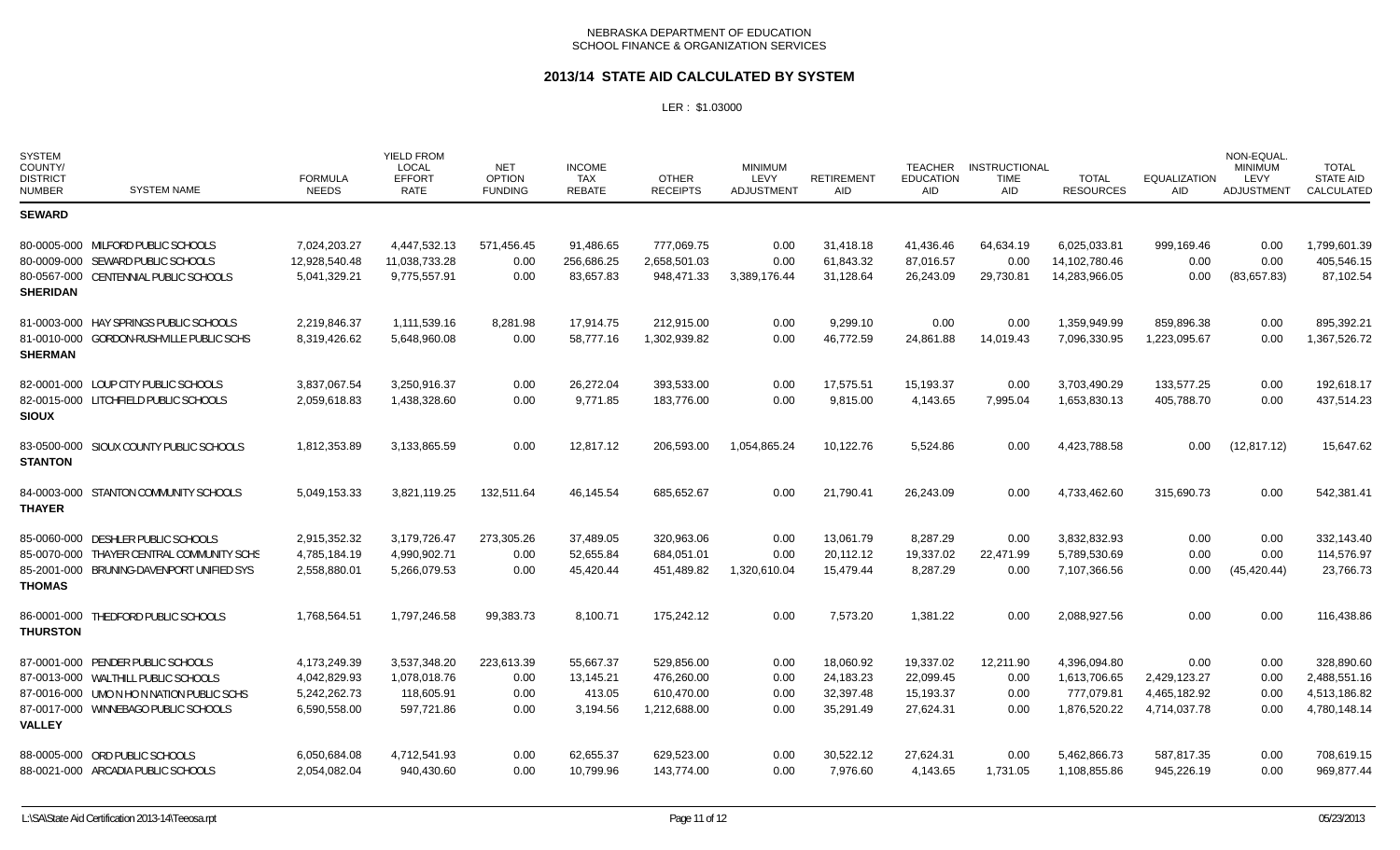NEBRASKA DEPARTMENT OF EDUCATION
SCHOOL FINANCE & ORGANIZATION SERVICES

## 2013/14 STATE AID CALCULATED BY SYSTEM

LER : $1.03000

| SYSTEM COUNTY/ DISTRICT NUMBER | SYSTEM NAME | FORMULA NEEDS | YIELD FROM LOCAL EFFORT RATE | NET OPTION FUNDING | INCOME TAX REBATE | OTHER RECEIPTS | MINIMUM LEVY ADJUSTMENT | RETIREMENT AID | TEACHER EDUCATION AID | INSTRUCTIONAL TIME AID | TOTAL RESOURCES | EQUALIZATION AID | NON-EQUAL. MINIMUM LEVY ADJUSTMENT | TOTAL STATE AID CALCULATED |
|---|---|---|---|---|---|---|---|---|---|---|---|---|---|---|
| **SEWARD** | | | | | | | | | | | | | | |
| 80-0005-000 | MILFORD PUBLIC SCHOOLS | 7,024,203.27 | 4,447,532.13 | 571,456.45 | 91,486.65 | 777,069.75 | 0.00 | 31,418.18 | 41,436.46 | 64,634.19 | 6,025,033.81 | 999,169.46 | 0.00 | 1,799,601.39 |
| 80-0009-000 | SEWARD PUBLIC SCHOOLS | 12,928,540.48 | 11,038,733.28 | 0.00 | 256,686.25 | 2,658,501.03 | 0.00 | 61,843.32 | 87,016.57 | 0.00 | 14,102,780.46 | 0.00 | 0.00 | 405,546.15 |
| 80-0567-000 | CENTENNIAL PUBLIC SCHOOLS | 5,041,329.21 | 9,775,557.91 | 0.00 | 83,657.83 | 948,471.33 | 3,389,176.44 | 31,128.64 | 26,243.09 | 29,730.81 | 14,283,966.05 | 0.00 | (83,657.83) | 87,102.54 |
| **SHERIDAN** | | | | | | | | | | | | | | |
| 81-0003-000 | HAY SPRINGS PUBLIC SCHOOLS | 2,219,846.37 | 1,111,539.16 | 8,281.98 | 17,914.75 | 212,915.00 | 0.00 | 9,299.10 | 0.00 | 0.00 | 1,359,949.99 | 859,896.38 | 0.00 | 895,392.21 |
| 81-0010-000 | GORDON-RUSHVILLE PUBLIC SCHS | 8,319,426.62 | 5,648,960.08 | 0.00 | 58,777.16 | 1,302,939.82 | 0.00 | 46,772.59 | 24,861.88 | 14,019.43 | 7,096,330.95 | 1,223,095.67 | 0.00 | 1,367,526.72 |
| **SHERMAN** | | | | | | | | | | | | | | |
| 82-0001-000 | LOUP CITY PUBLIC SCHOOLS | 3,837,067.54 | 3,250,916.37 | 0.00 | 26,272.04 | 393,533.00 | 0.00 | 17,575.51 | 15,193.37 | 0.00 | 3,703,490.29 | 133,577.25 | 0.00 | 192,618.17 |
| 82-0015-000 | LITCHFIELD PUBLIC SCHOOLS | 2,059,618.83 | 1,438,328.60 | 0.00 | 9,771.85 | 183,776.00 | 0.00 | 9,815.00 | 4,143.65 | 7,995.04 | 1,653,830.13 | 405,788.70 | 0.00 | 437,514.23 |
| **SIOUX** | | | | | | | | | | | | | | |
| 83-0500-000 | SIOUX COUNTY PUBLIC SCHOOLS | 1,812,353.89 | 3,133,865.59 | 0.00 | 12,817.12 | 206,593.00 | 1,054,865.24 | 10,122.76 | 5,524.86 | 0.00 | 4,423,788.58 | 0.00 | (12,817.12) | 15,647.62 |
| **STANTON** | | | | | | | | | | | | | | |
| 84-0003-000 | STANTON COMMUNITY SCHOOLS | 5,049,153.33 | 3,821,119.25 | 132,511.64 | 46,145.54 | 685,652.67 | 0.00 | 21,790.41 | 26,243.09 | 0.00 | 4,733,462.60 | 315,690.73 | 0.00 | 542,381.41 |
| **THAYER** | | | | | | | | | | | | | | |
| 85-0060-000 | DESHLER PUBLIC SCHOOLS | 2,915,352.32 | 3,179,726.47 | 273,305.26 | 37,489.05 | 320,963.06 | 0.00 | 13,061.79 | 8,287.29 | 0.00 | 3,832,832.93 | 0.00 | 0.00 | 332,143.40 |
| 85-0070-000 | THAYER CENTRAL COMMUNITY SCHS | 4,785,184.19 | 4,990,902.71 | 0.00 | 52,655.84 | 684,051.01 | 0.00 | 20,112.12 | 19,337.02 | 22,471.99 | 5,789,530.69 | 0.00 | 0.00 | 114,576.97 |
| 85-2001-000 | BRUNING-DAVENPORT UNIFIED SYS | 2,558,880.01 | 5,266,079.53 | 0.00 | 45,420.44 | 451,489.82 | 1,320,610.04 | 15,479.44 | 8,287.29 | 0.00 | 7,107,366.56 | 0.00 | (45,420.44) | 23,766.73 |
| **THOMAS** | | | | | | | | | | | | | | |
| 86-0001-000 | THEDFORD PUBLIC SCHOOLS | 1,768,564.51 | 1,797,246.58 | 99,383.73 | 8,100.71 | 175,242.12 | 0.00 | 7,573.20 | 1,381.22 | 0.00 | 2,088,927.56 | 0.00 | 0.00 | 116,438.86 |
| **THURSTON** | | | | | | | | | | | | | | |
| 87-0001-000 | PENDER PUBLIC SCHOOLS | 4,173,249.39 | 3,537,348.20 | 223,613.39 | 55,667.37 | 529,856.00 | 0.00 | 18,060.92 | 19,337.02 | 12,211.90 | 4,396,094.80 | 0.00 | 0.00 | 328,890.60 |
| 87-0013-000 | WALTHILL PUBLIC SCHOOLS | 4,042,829.93 | 1,078,018.76 | 0.00 | 13,145.21 | 476,260.00 | 0.00 | 24,183.23 | 22,099.45 | 0.00 | 1,613,706.65 | 2,429,123.27 | 0.00 | 2,488,551.16 |
| 87-0016-000 | UMO N HO N NATION PUBLIC SCHS | 5,242,262.73 | 118,605.91 | 0.00 | 413.05 | 610,470.00 | 0.00 | 32,397.48 | 15,193.37 | 0.00 | 777,079.81 | 4,465,182.92 | 0.00 | 4,513,186.82 |
| 87-0017-000 | WINNEBAGO PUBLIC SCHOOLS | 6,590,558.00 | 597,721.86 | 0.00 | 3,194.56 | 1,212,688.00 | 0.00 | 35,291.49 | 27,624.31 | 0.00 | 1,876,520.22 | 4,714,037.78 | 0.00 | 4,780,148.14 |
| **VALLEY** | | | | | | | | | | | | | | |
| 88-0005-000 | ORD PUBLIC SCHOOLS | 6,050,684.08 | 4,712,541.93 | 0.00 | 62,655.37 | 629,523.00 | 0.00 | 30,522.12 | 27,624.31 | 0.00 | 5,462,866.73 | 587,817.35 | 0.00 | 708,619.15 |
| 88-0021-000 | ARCADIA PUBLIC SCHOOLS | 2,054,082.04 | 940,430.60 | 0.00 | 10,799.96 | 143,774.00 | 0.00 | 7,976.60 | 4,143.65 | 1,731.05 | 1,108,855.86 | 945,226.19 | 0.00 | 969,877.44 |

L:\SA\State Aid Certification 2013-14\Teeosa.rpt — 05/23/2013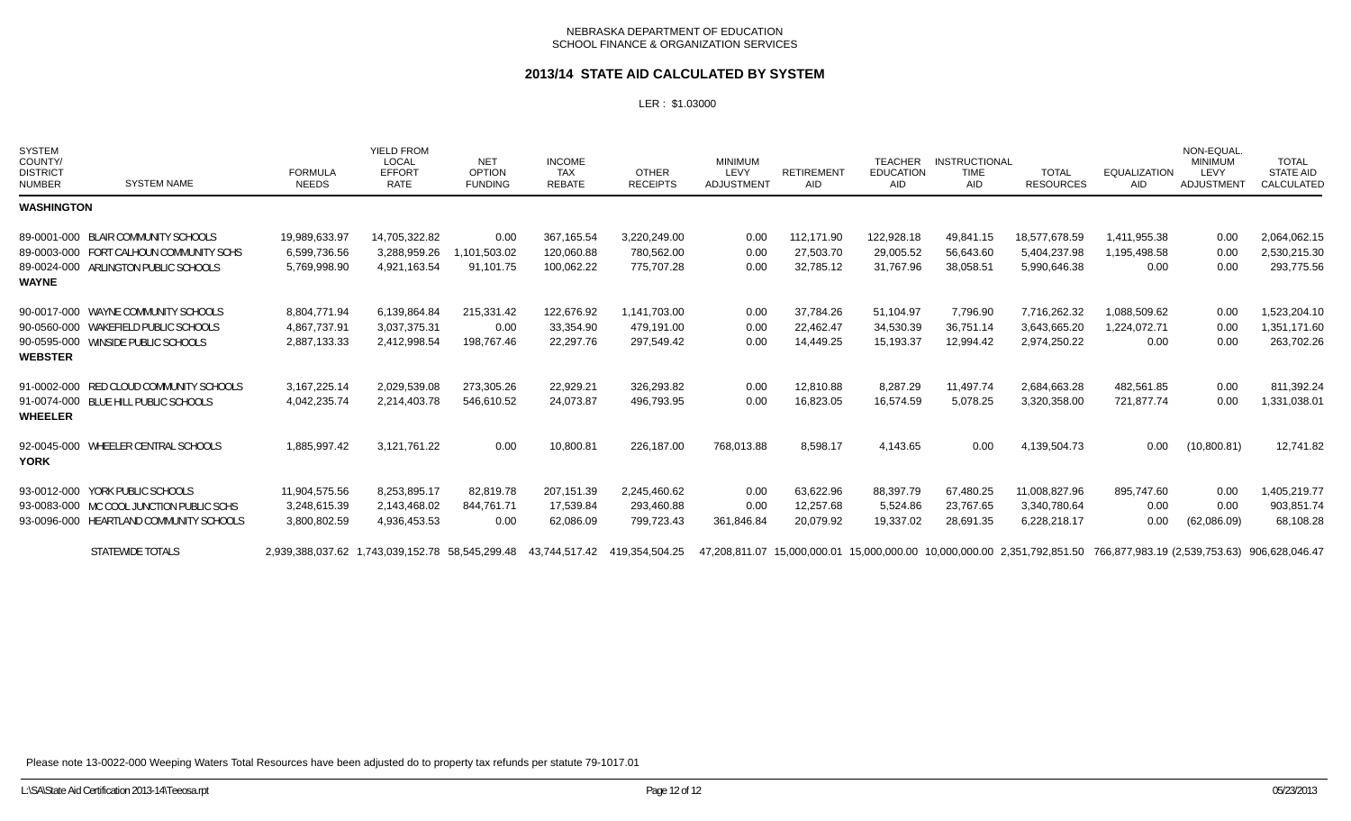NEBRASKA DEPARTMENT OF EDUCATION
SCHOOL FINANCE & ORGANIZATION SERVICES

## 2013/14 STATE AID CALCULATED BY SYSTEM

LER : $1.03000

| SYSTEM COUNTY/ DISTRICT NUMBER | SYSTEM NAME | FORMULA NEEDS | YIELD FROM LOCAL EFFORT RATE | NET OPTION FUNDING | INCOME TAX REBATE | OTHER RECEIPTS | MINIMUM LEVY ADJUSTMENT | RETIREMENT AID | TEACHER EDUCATION AID | INSTRUCTIONAL TIME AID | TOTAL RESOURCES | EQUALIZATION AID | NON-EQUAL. MINIMUM LEVY ADJUSTMENT | TOTAL STATE AID CALCULATED |
|---|---|---|---|---|---|---|---|---|---|---|---|---|---|---|
| **WASHINGTON** | | | | | | | | | | | | | | |
| 89-0001-000 | BLAIR COMMUNITY SCHOOLS | 19,989,633.97 | 14,705,322.82 | 0.00 | 367,165.54 | 3,220,249.00 | 0.00 | 112,171.90 | 122,928.18 | 49,841.15 | 18,577,678.59 | 1,411,955.38 | 0.00 | 2,064,062.15 |
| 89-0003-000 | FORT CALHOUN COMMUNITY SCHS | 6,599,736.56 | 3,288,959.26 | 1,101,503.02 | 120,060.88 | 780,562.00 | 0.00 | 27,503.70 | 29,005.52 | 56,643.60 | 5,404,237.98 | 1,195,498.58 | 0.00 | 2,530,215.30 |
| 89-0024-000 | ARLINGTON PUBLIC SCHOOLS | 5,769,998.90 | 4,921,163.54 | 91,101.75 | 100,062.22 | 775,707.28 | 0.00 | 32,785.12 | 31,767.96 | 38,058.51 | 5,990,646.38 | 0.00 | 0.00 | 293,775.56 |
| **WAYNE** | | | | | | | | | | | | | | |
| 90-0017-000 | WAYNE COMMUNITY SCHOOLS | 8,804,771.94 | 6,139,864.84 | 215,331.42 | 122,676.92 | 1,141,703.00 | 0.00 | 37,784.26 | 51,104.97 | 7,796.90 | 7,716,262.32 | 1,088,509.62 | 0.00 | 1,523,204.10 |
| 90-0560-000 | WAKEFIELD PUBLIC SCHOOLS | 4,867,737.91 | 3,037,375.31 | 0.00 | 33,354.90 | 479,191.00 | 0.00 | 22,462.47 | 34,530.39 | 36,751.14 | 3,643,665.20 | 1,224,072.71 | 0.00 | 1,351,171.60 |
| 90-0595-000 | WINSIDE PUBLIC SCHOOLS | 2,887,133.33 | 2,412,998.54 | 198,767.46 | 22,297.76 | 297,549.42 | 0.00 | 14,449.25 | 15,193.37 | 12,994.42 | 2,974,250.22 | 0.00 | 0.00 | 263,702.26 |
| **WEBSTER** | | | | | | | | | | | | | | |
| 91-0002-000 | RED CLOUD COMMUNITY SCHOOLS | 3,167,225.14 | 2,029,539.08 | 273,305.26 | 22,929.21 | 326,293.82 | 0.00 | 12,810.88 | 8,287.29 | 11,497.74 | 2,684,663.28 | 482,561.85 | 0.00 | 811,392.24 |
| 91-0074-000 | BLUE HILL PUBLIC SCHOOLS | 4,042,235.74 | 2,214,403.78 | 546,610.52 | 24,073.87 | 496,793.95 | 0.00 | 16,823.05 | 16,574.59 | 5,078.25 | 3,320,358.00 | 721,877.74 | 0.00 | 1,331,038.01 |
| **WHEELER** | | | | | | | | | | | | | | |
| 92-0045-000 | WHEELER CENTRAL SCHOOLS | 1,885,997.42 | 3,121,761.22 | 0.00 | 10,800.81 | 226,187.00 | 768,013.88 | 8,598.17 | 4,143.65 | 0.00 | 4,139,504.73 | 0.00 | (10,800.81) | 12,741.82 |
| **YORK** | | | | | | | | | | | | | | |
| 93-0012-000 | YORK PUBLIC SCHOOLS | 11,904,575.56 | 8,253,895.17 | 82,819.78 | 207,151.39 | 2,245,460.62 | 0.00 | 63,622.96 | 88,397.79 | 67,480.25 | 11,008,827.96 | 895,747.60 | 0.00 | 1,405,219.77 |
| 93-0083-000 | MC COOL JUNCTION PUBLIC SCHS | 3,248,615.39 | 2,143,468.02 | 844,761.71 | 17,539.84 | 293,460.88 | 0.00 | 12,257.68 | 5,524.86 | 23,767.65 | 3,340,780.64 | 0.00 | 0.00 | 903,851.74 |
| 93-0096-000 | HEARTLAND COMMUNITY SCHOOLS | 3,800,802.59 | 4,936,453.53 | 0.00 | 62,086.09 | 799,723.43 | 361,846.84 | 20,079.92 | 19,337.02 | 28,691.35 | 6,228,218.17 | 0.00 | (62,086.09) | 68,108.28 |
| | STATEWIDE TOTALS | 2,939,388,037.62 | 1,743,039,152.78 | 58,545,299.48 | 43,744,517.42 | 419,354,504.25 | 47,208,811.07 | 15,000,000.01 | 15,000,000.00 | 10,000,000.00 | 2,351,792,851.50 | 766,877,983.19 | (2,539,753.63) | 906,628,046.47 |

Please note 13-0022-000 Weeping Waters Total Resources have been adjusted do to property tax refunds per statute 79-1017.01

L:\SA\State Aid Certification 2013-14\Teeosa.rpt 05/23/2013